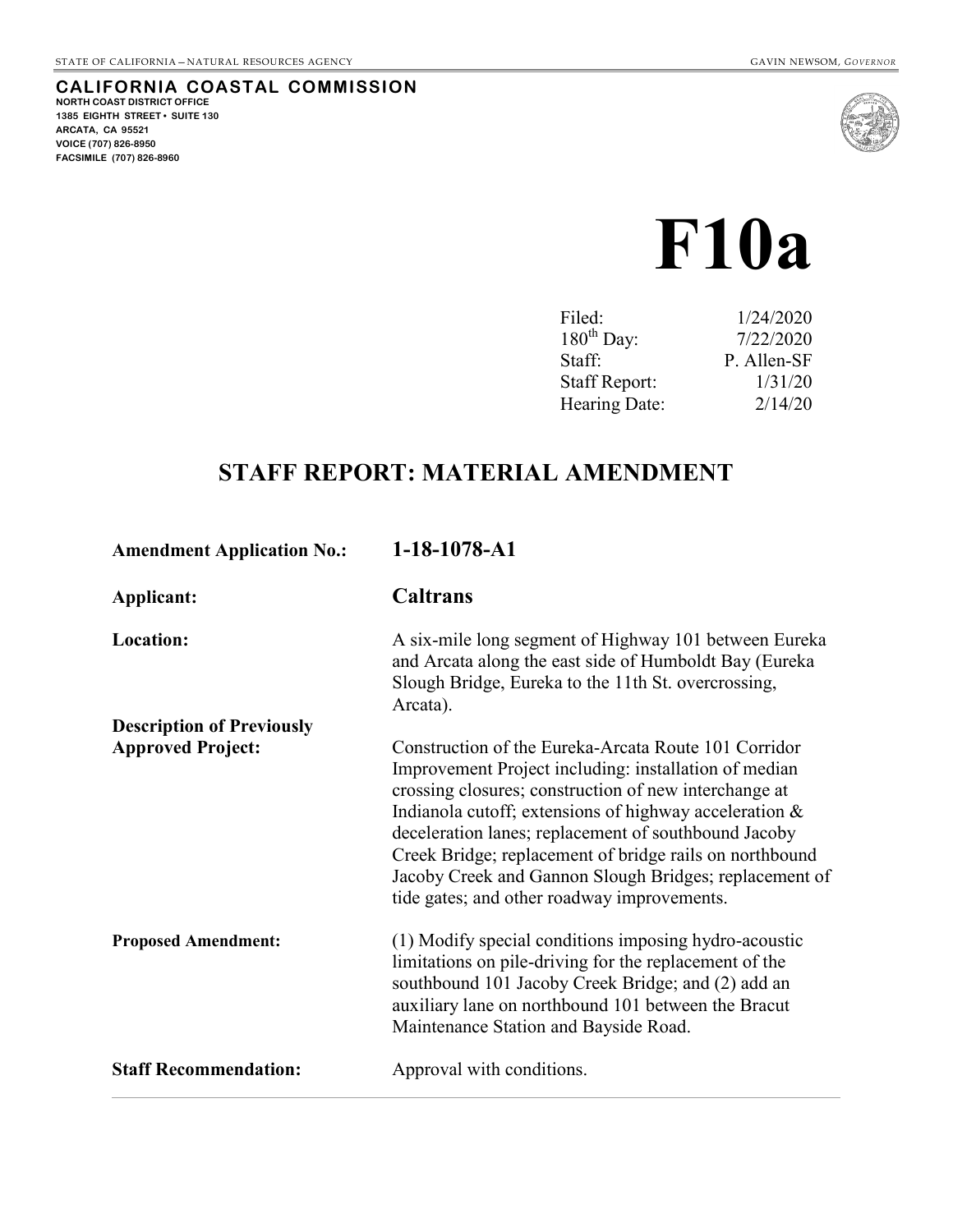STATE OF CALIFORNIA – NATURAL RESOURCES AGENCY GAVIN NEWSOM, *GOVERNOR*

**CALIFORNIA COASTAL COMMISSION**
**NORTH COAST DISTRICT OFFICE**
**1385 EIGHTH STREET • SUITE 130**
**ARCATA, CA 95521**
**VOICE (707) 826-8950**
**FACSIMILE (707) 826-8960**

# F10a

| | |
|---|---|
| Filed: | 1/24/2020 |
| 180th Day: | 7/22/2020 |
| Staff: | P. Allen-SF |
| Staff Report: | 1/31/20 |
| Hearing Date: | 2/14/20 |

## STAFF REPORT: MATERIAL AMENDMENT

| | |
|---|---|
| **Amendment Application No.:** | **1-18-1078-A1** |
| **Applicant:** | **Caltrans** |
| **Location:** | A six-mile long segment of Highway 101 between Eureka and Arcata along the east side of Humboldt Bay (Eureka Slough Bridge, Eureka to the 11th St. overcrossing, Arcata). |
| **Description of Previously Approved Project:** | Construction of the Eureka-Arcata Route 101 Corridor Improvement Project including: installation of median crossing closures; construction of new interchange at Indianola cutoff; extensions of highway acceleration & deceleration lanes; replacement of southbound Jacoby Creek Bridge; replacement of bridge rails on northbound Jacoby Creek and Gannon Slough Bridges; replacement of tide gates; and other roadway improvements. |
| **Proposed Amendment:** | (1) Modify special conditions imposing hydro-acoustic limitations on pile-driving for the replacement of the southbound 101 Jacoby Creek Bridge; and (2) add an auxiliary lane on northbound 101 between the Bracut Maintenance Station and Bayside Road. |
| **Staff Recommendation:** | Approval with conditions. |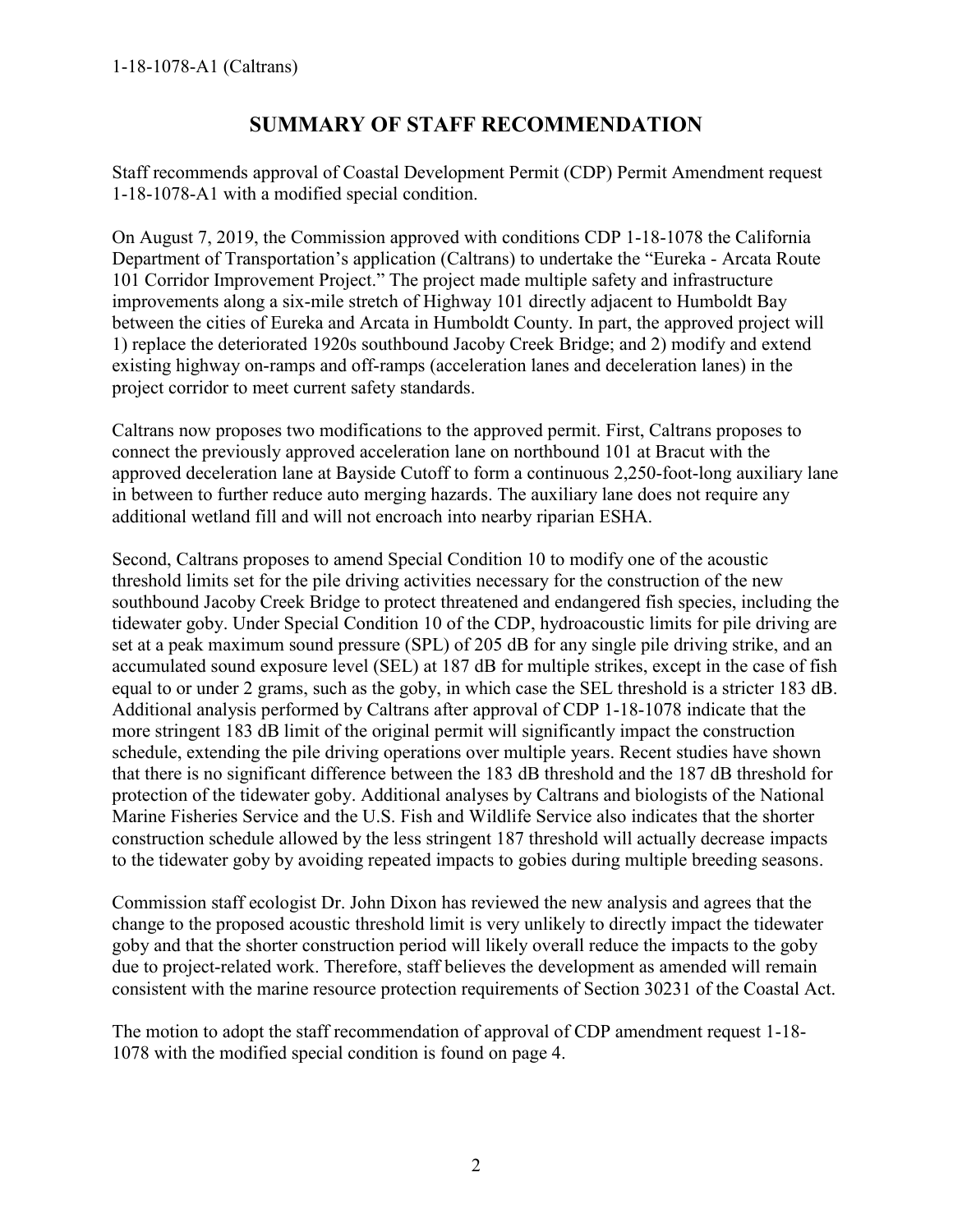# SUMMARY OF STAFF RECOMMENDATION

Staff recommends approval of Coastal Development Permit (CDP) Permit Amendment request 1-18-1078-A1 with a modified special condition.

On August 7, 2019, the Commission approved with conditions CDP 1-18-1078 the California Department of Transportation's application (Caltrans) to undertake the "Eureka - Arcata Route 101 Corridor Improvement Project." The project made multiple safety and infrastructure improvements along a six-mile stretch of Highway 101 directly adjacent to Humboldt Bay between the cities of Eureka and Arcata in Humboldt County. In part, the approved project will 1) replace the deteriorated 1920s southbound Jacoby Creek Bridge; and 2) modify and extend existing highway on-ramps and off-ramps (acceleration lanes and deceleration lanes) in the project corridor to meet current safety standards.

Caltrans now proposes two modifications to the approved permit. First, Caltrans proposes to connect the previously approved acceleration lane on northbound 101 at Bracut with the approved deceleration lane at Bayside Cutoff to form a continuous 2,250-foot-long auxiliary lane in between to further reduce auto merging hazards. The auxiliary lane does not require any additional wetland fill and will not encroach into nearby riparian ESHA.

Second, Caltrans proposes to amend Special Condition 10 to modify one of the acoustic threshold limits set for the pile driving activities necessary for the construction of the new southbound Jacoby Creek Bridge to protect threatened and endangered fish species, including the tidewater goby. Under Special Condition 10 of the CDP, hydroacoustic limits for pile driving are set at a peak maximum sound pressure (SPL) of 205 dB for any single pile driving strike, and an accumulated sound exposure level (SEL) at 187 dB for multiple strikes, except in the case of fish equal to or under 2 grams, such as the goby, in which case the SEL threshold is a stricter 183 dB. Additional analysis performed by Caltrans after approval of CDP 1-18-1078 indicate that the more stringent 183 dB limit of the original permit will significantly impact the construction schedule, extending the pile driving operations over multiple years. Recent studies have shown that there is no significant difference between the 183 dB threshold and the 187 dB threshold for protection of the tidewater goby. Additional analyses by Caltrans and biologists of the National Marine Fisheries Service and the U.S. Fish and Wildlife Service also indicates that the shorter construction schedule allowed by the less stringent 187 threshold will actually decrease impacts to the tidewater goby by avoiding repeated impacts to gobies during multiple breeding seasons.

Commission staff ecologist Dr. John Dixon has reviewed the new analysis and agrees that the change to the proposed acoustic threshold limit is very unlikely to directly impact the tidewater goby and that the shorter construction period will likely overall reduce the impacts to the goby due to project-related work. Therefore, staff believes the development as amended will remain consistent with the marine resource protection requirements of Section 30231 of the Coastal Act.

The motion to adopt the staff recommendation of approval of CDP amendment request 1-18-1078 with the modified special condition is found on page 4.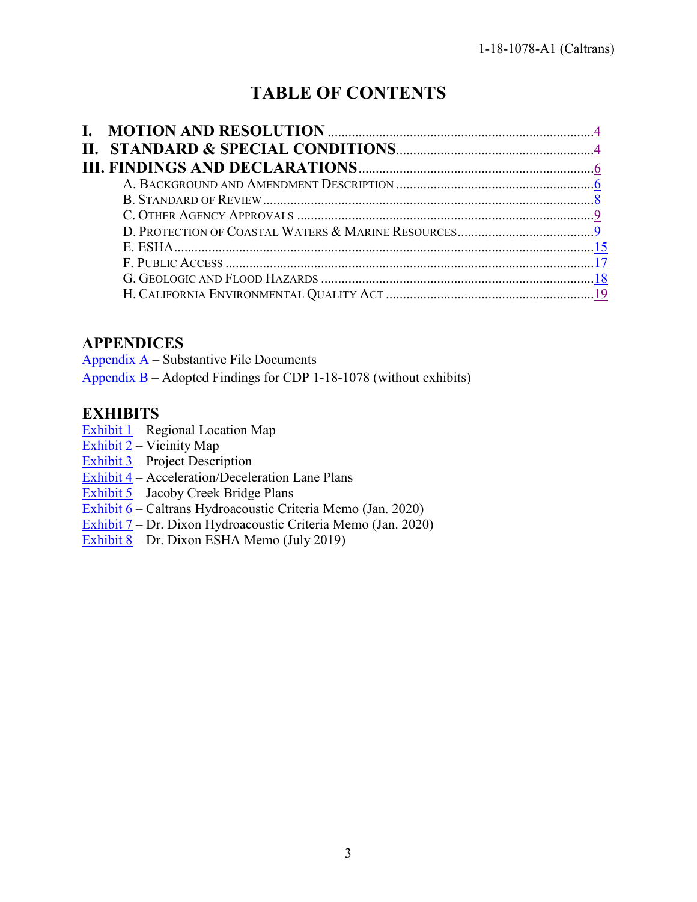# TABLE OF CONTENTS

**I. MOTION AND RESOLUTION** ........................................................................4
**II. STANDARD & SPECIAL CONDITIONS**.........................................................4
**III. FINDINGS AND DECLARATIONS**..................................................................6
- A. BACKGROUND AND AMENDMENT DESCRIPTION ..........................................6
- B. STANDARD OF REVIEW ..............................................................................8
- C. OTHER AGENCY APPROVALS ......................................................................9
- D. PROTECTION OF COASTAL WATERS & MARINE RESOURCES..........................9
- E. ESHA.........................................................................................................15
- F. PUBLIC ACCESS .........................................................................................17
- G. GEOLOGIC AND FLOOD HAZARDS ...............................................................18
- H. CALIFORNIA ENVIRONMENTAL QUALITY ACT ...............................................19

## APPENDICES

Appendix A – Substantive File Documents
Appendix B – Adopted Findings for CDP 1-18-1078 (without exhibits)

## EXHIBITS

Exhibit 1 – Regional Location Map
Exhibit 2 – Vicinity Map
Exhibit 3 – Project Description
Exhibit 4 – Acceleration/Deceleration Lane Plans
Exhibit 5 – Jacoby Creek Bridge Plans
Exhibit 6 – Caltrans Hydroacoustic Criteria Memo (Jan. 2020)
Exhibit 7 – Dr. Dixon Hydroacoustic Criteria Memo (Jan. 2020)
Exhibit 8 – Dr. Dixon ESHA Memo (July 2019)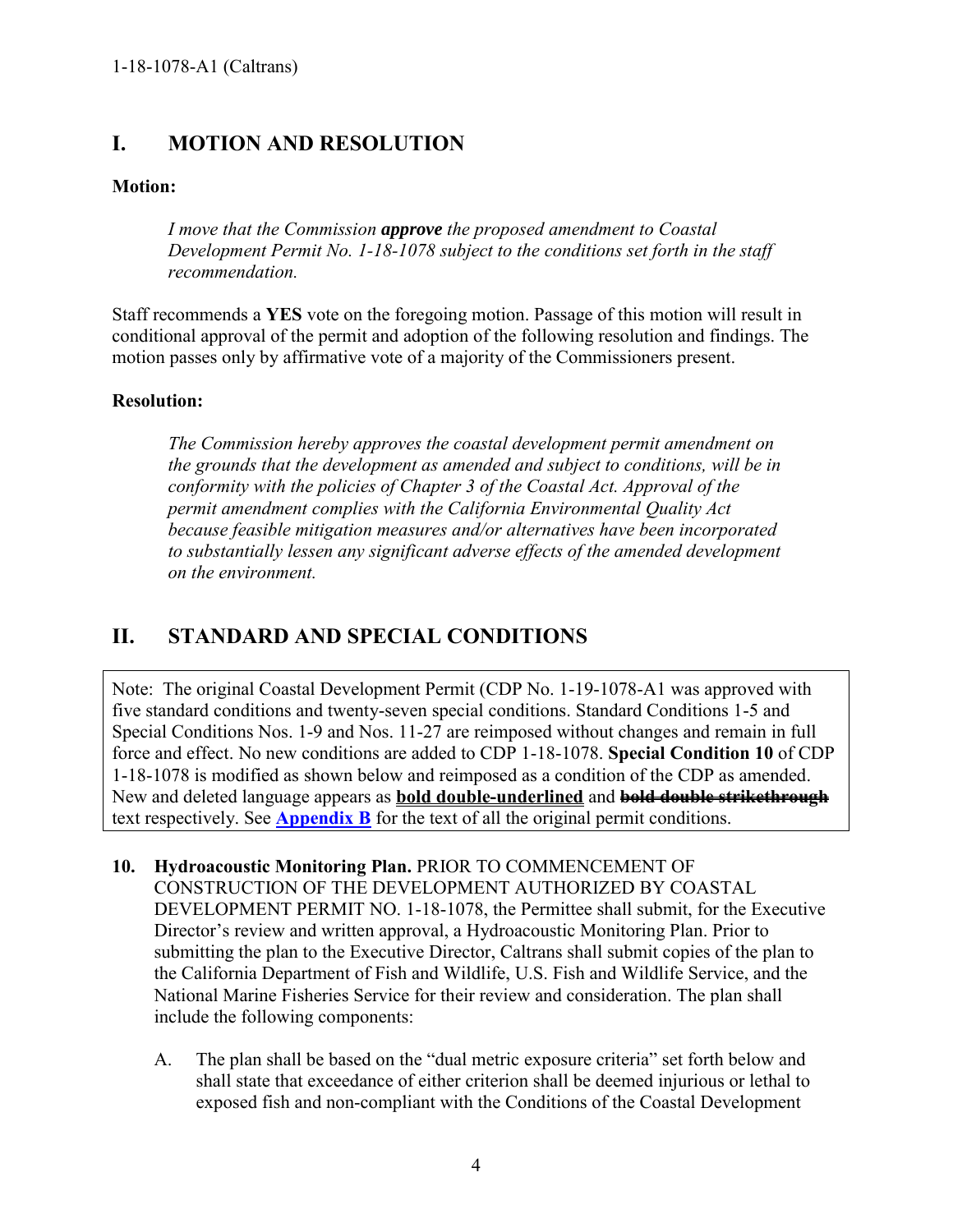## I. MOTION AND RESOLUTION

**Motion:**

> *I move that the Commission* ***approve*** *the proposed amendment to Coastal Development Permit No. 1-18-1078 subject to the conditions set forth in the staff recommendation.*

Staff recommends a **YES** vote on the foregoing motion. Passage of this motion will result in conditional approval of the permit and adoption of the following resolution and findings. The motion passes only by affirmative vote of a majority of the Commissioners present.

**Resolution:**

> *The Commission hereby approves the coastal development permit amendment on the grounds that the development as amended and subject to conditions, will be in conformity with the policies of Chapter 3 of the Coastal Act. Approval of the permit amendment complies with the California Environmental Quality Act because feasible mitigation measures and/or alternatives have been incorporated to substantially lessen any significant adverse effects of the amended development on the environment.*

## II. STANDARD AND SPECIAL CONDITIONS

Note: The original Coastal Development Permit (CDP No. 1-19-1078-A1 was approved with five standard conditions and twenty-seven special conditions. Standard Conditions 1-5 and Special Conditions Nos. 1-9 and Nos. 11-27 are reimposed without changes and remain in full force and effect. No new conditions are added to CDP 1-18-1078. **Special Condition 10** of CDP 1-18-1078 is modified as shown below and reimposed as a condition of the CDP as amended. New and deleted language appears as **<u>bold double-underlined</u>** and **~~bold double strikethrough~~** text respectively. See **Appendix B** for the text of all the original permit conditions.

10. **Hydroacoustic Monitoring Plan.** PRIOR TO COMMENCEMENT OF CONSTRUCTION OF THE DEVELOPMENT AUTHORIZED BY COASTAL DEVELOPMENT PERMIT NO. 1-18-1078, the Permittee shall submit, for the Executive Director's review and written approval, a Hydroacoustic Monitoring Plan. Prior to submitting the plan to the Executive Director, Caltrans shall submit copies of the plan to the California Department of Fish and Wildlife, U.S. Fish and Wildlife Service, and the National Marine Fisheries Service for their review and consideration. The plan shall include the following components:

    A. The plan shall be based on the "dual metric exposure criteria" set forth below and shall state that exceedance of either criterion shall be deemed injurious or lethal to exposed fish and non-compliant with the Conditions of the Coastal Development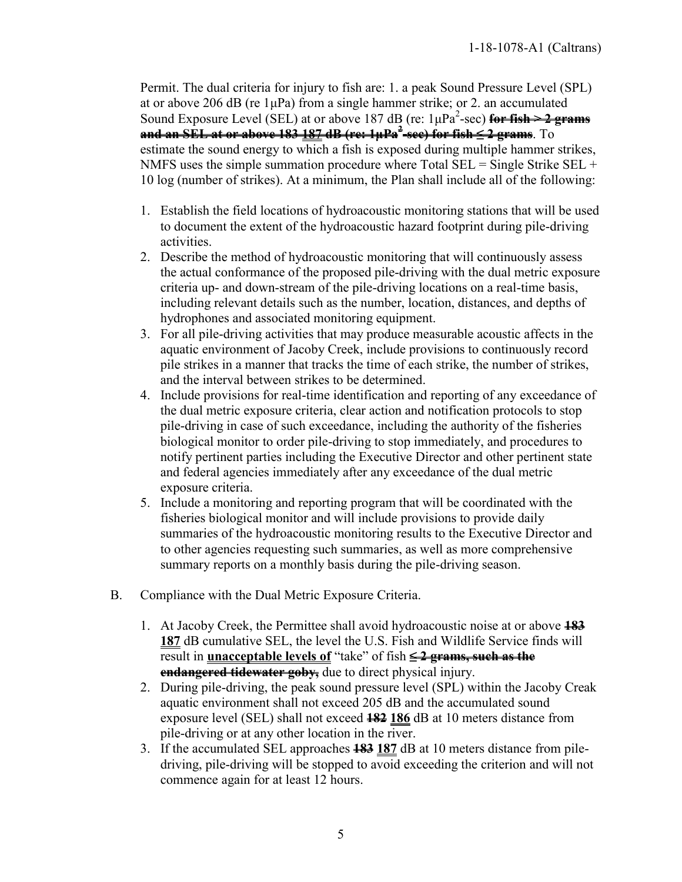Permit. The dual criteria for injury to fish are: 1. a peak Sound Pressure Level (SPL) at or above 206 dB (re 1μPa) from a single hammer strike; or 2. an accumulated Sound Exposure Level (SEL) at or above 187 dB (re: 1μPa$^2$-sec) ~~**for fish > 2 grams and an SEL at or above 183**~~ **187** ~~**dB (re: 1μPa$^2$-sec) for fish ≤ 2 grams**~~. To estimate the sound energy to which a fish is exposed during multiple hammer strikes, NMFS uses the simple summation procedure where Total SEL = Single Strike SEL + 10 log (number of strikes). At a minimum, the Plan shall include all of the following:

1. Establish the field locations of hydroacoustic monitoring stations that will be used to document the extent of the hydroacoustic hazard footprint during pile-driving activities.
2. Describe the method of hydroacoustic monitoring that will continuously assess the actual conformance of the proposed pile-driving with the dual metric exposure criteria up- and down-stream of the pile-driving locations on a real-time basis, including relevant details such as the number, location, distances, and depths of hydrophones and associated monitoring equipment.
3. For all pile-driving activities that may produce measurable acoustic affects in the aquatic environment of Jacoby Creek, include provisions to continuously record pile strikes in a manner that tracks the time of each strike, the number of strikes, and the interval between strikes to be determined.
4. Include provisions for real-time identification and reporting of any exceedance of the dual metric exposure criteria, clear action and notification protocols to stop pile-driving in case of such exceedance, including the authority of the fisheries biological monitor to order pile-driving to stop immediately, and procedures to notify pertinent parties including the Executive Director and other pertinent state and federal agencies immediately after any exceedance of the dual metric exposure criteria.
5. Include a monitoring and reporting program that will be coordinated with the fisheries biological monitor and will include provisions to provide daily summaries of the hydroacoustic monitoring results to the Executive Director and to other agencies requesting such summaries, as well as more comprehensive summary reports on a monthly basis during the pile-driving season.

B. Compliance with the Dual Metric Exposure Criteria.

1. At Jacoby Creek, the Permittee shall avoid hydroacoustic noise at or above ~~**183**~~ **187** dB cumulative SEL, the level the U.S. Fish and Wildlife Service finds will result in **unacceptable levels of** "take" of fish ~~**≤ 2 grams, such as the endangered tidewater goby,**~~ due to direct physical injury.
2. During pile-driving, the peak sound pressure level (SPL) within the Jacoby Creak aquatic environment shall not exceed 205 dB and the accumulated sound exposure level (SEL) shall not exceed ~~**182**~~ **186** dB at 10 meters distance from pile-driving or at any other location in the river.
3. If the accumulated SEL approaches ~~**183**~~ **187** dB at 10 meters distance from pile-driving, pile-driving will be stopped to avoid exceeding the criterion and will not commence again for at least 12 hours.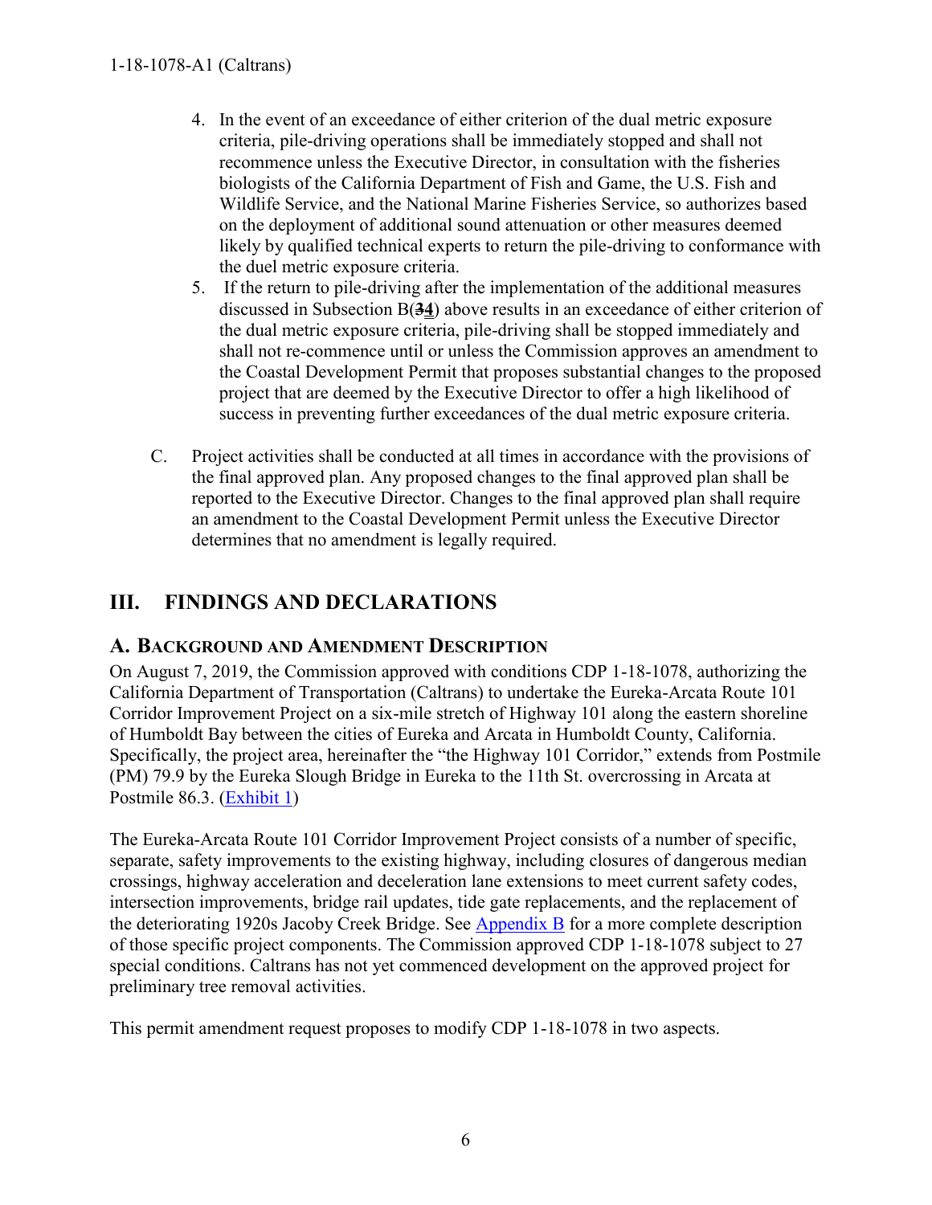4. In the event of an exceedance of either criterion of the dual metric exposure criteria, pile-driving operations shall be immediately stopped and shall not recommence unless the Executive Director, in consultation with the fisheries biologists of the California Department of Fish and Game, the U.S. Fish and Wildlife Service, and the National Marine Fisheries Service, so authorizes based on the deployment of additional sound attenuation or other measures deemed likely by qualified technical experts to return the pile-driving to conformance with the duel metric exposure criteria.
5. If the return to pile-driving after the implementation of the additional measures discussed in Subsection B(~~3~~**4**) above results in an exceedance of either criterion of the dual metric exposure criteria, pile-driving shall be stopped immediately and shall not re-commence until or unless the Commission approves an amendment to the Coastal Development Permit that proposes substantial changes to the proposed project that are deemed by the Executive Director to offer a high likelihood of success in preventing further exceedances of the dual metric exposure criteria.

C. Project activities shall be conducted at all times in accordance with the provisions of the final approved plan. Any proposed changes to the final approved plan shall be reported to the Executive Director. Changes to the final approved plan shall require an amendment to the Coastal Development Permit unless the Executive Director determines that no amendment is legally required.

## III. FINDINGS AND DECLARATIONS

### A. Background and Amendment Description

On August 7, 2019, the Commission approved with conditions CDP 1-18-1078, authorizing the California Department of Transportation (Caltrans) to undertake the Eureka-Arcata Route 101 Corridor Improvement Project on a six-mile stretch of Highway 101 along the eastern shoreline of Humboldt Bay between the cities of Eureka and Arcata in Humboldt County, California. Specifically, the project area, hereinafter the "the Highway 101 Corridor," extends from Postmile (PM) 79.9 by the Eureka Slough Bridge in Eureka to the 11th St. overcrossing in Arcata at Postmile 86.3. (Exhibit 1)

The Eureka-Arcata Route 101 Corridor Improvement Project consists of a number of specific, separate, safety improvements to the existing highway, including closures of dangerous median crossings, highway acceleration and deceleration lane extensions to meet current safety codes, intersection improvements, bridge rail updates, tide gate replacements, and the replacement of the deteriorating 1920s Jacoby Creek Bridge. See Appendix B for a more complete description of those specific project components. The Commission approved CDP 1-18-1078 subject to 27 special conditions. Caltrans has not yet commenced development on the approved project for preliminary tree removal activities.

This permit amendment request proposes to modify CDP 1-18-1078 in two aspects.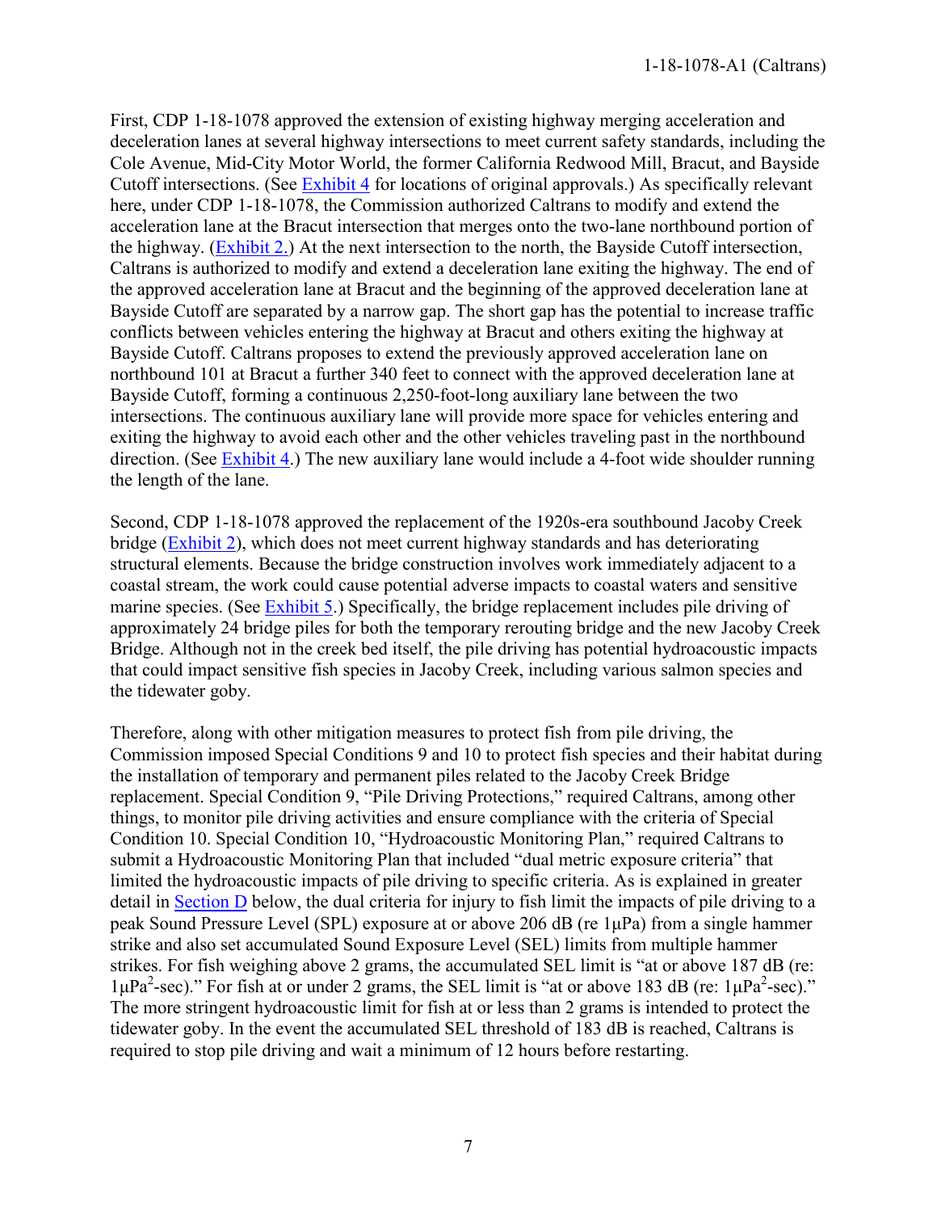First, CDP 1-18-1078 approved the extension of existing highway merging acceleration and deceleration lanes at several highway intersections to meet current safety standards, including the Cole Avenue, Mid-City Motor World, the former California Redwood Mill, Bracut, and Bayside Cutoff intersections. (See Exhibit 4 for locations of original approvals.) As specifically relevant here, under CDP 1-18-1078, the Commission authorized Caltrans to modify and extend the acceleration lane at the Bracut intersection that merges onto the two-lane northbound portion of the highway. (Exhibit 2.) At the next intersection to the north, the Bayside Cutoff intersection, Caltrans is authorized to modify and extend a deceleration lane exiting the highway. The end of the approved acceleration lane at Bracut and the beginning of the approved deceleration lane at Bayside Cutoff are separated by a narrow gap. The short gap has the potential to increase traffic conflicts between vehicles entering the highway at Bracut and others exiting the highway at Bayside Cutoff. Caltrans proposes to extend the previously approved acceleration lane on northbound 101 at Bracut a further 340 feet to connect with the approved deceleration lane at Bayside Cutoff, forming a continuous 2,250-foot-long auxiliary lane between the two intersections. The continuous auxiliary lane will provide more space for vehicles entering and exiting the highway to avoid each other and the other vehicles traveling past in the northbound direction. (See Exhibit 4.) The new auxiliary lane would include a 4-foot wide shoulder running the length of the lane.

Second, CDP 1-18-1078 approved the replacement of the 1920s-era southbound Jacoby Creek bridge (Exhibit 2), which does not meet current highway standards and has deteriorating structural elements. Because the bridge construction involves work immediately adjacent to a coastal stream, the work could cause potential adverse impacts to coastal waters and sensitive marine species. (See Exhibit 5.) Specifically, the bridge replacement includes pile driving of approximately 24 bridge piles for both the temporary rerouting bridge and the new Jacoby Creek Bridge. Although not in the creek bed itself, the pile driving has potential hydroacoustic impacts that could impact sensitive fish species in Jacoby Creek, including various salmon species and the tidewater goby.

Therefore, along with other mitigation measures to protect fish from pile driving, the Commission imposed Special Conditions 9 and 10 to protect fish species and their habitat during the installation of temporary and permanent piles related to the Jacoby Creek Bridge replacement. Special Condition 9, "Pile Driving Protections," required Caltrans, among other things, to monitor pile driving activities and ensure compliance with the criteria of Special Condition 10. Special Condition 10, "Hydroacoustic Monitoring Plan," required Caltrans to submit a Hydroacoustic Monitoring Plan that included "dual metric exposure criteria" that limited the hydroacoustic impacts of pile driving to specific criteria. As is explained in greater detail in Section D below, the dual criteria for injury to fish limit the impacts of pile driving to a peak Sound Pressure Level (SPL) exposure at or above 206 dB (re 1μPa) from a single hammer strike and also set accumulated Sound Exposure Level (SEL) limits from multiple hammer strikes. For fish weighing above 2 grams, the accumulated SEL limit is "at or above 187 dB (re: $1\mu Pa^2$-sec)." For fish at or under 2 grams, the SEL limit is "at or above 183 dB (re: $1\mu Pa^2$-sec)." The more stringent hydroacoustic limit for fish at or less than 2 grams is intended to protect the tidewater goby. In the event the accumulated SEL threshold of 183 dB is reached, Caltrans is required to stop pile driving and wait a minimum of 12 hours before restarting.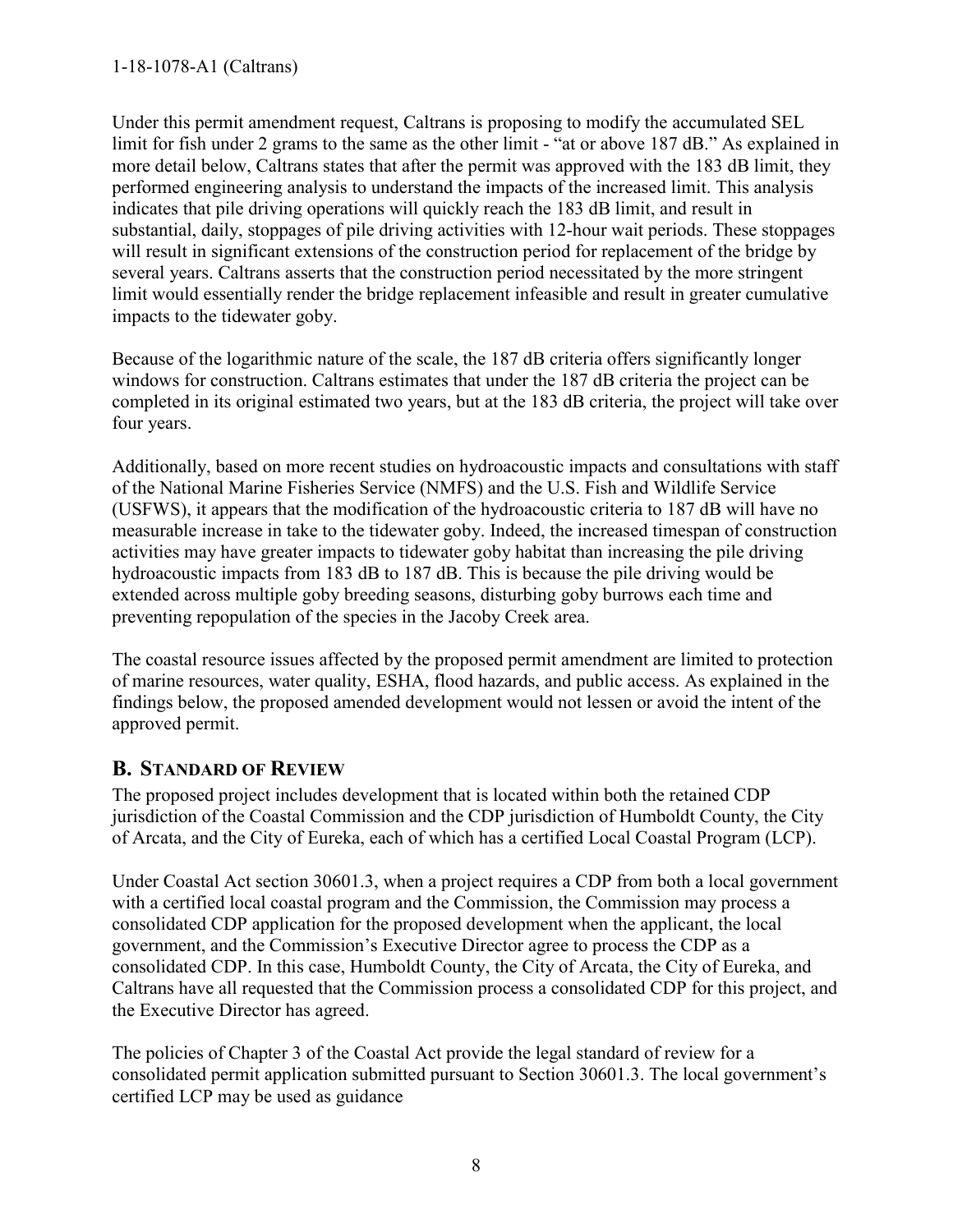Under this permit amendment request, Caltrans is proposing to modify the accumulated SEL limit for fish under 2 grams to the same as the other limit - "at or above 187 dB." As explained in more detail below, Caltrans states that after the permit was approved with the 183 dB limit, they performed engineering analysis to understand the impacts of the increased limit. This analysis indicates that pile driving operations will quickly reach the 183 dB limit, and result in substantial, daily, stoppages of pile driving activities with 12-hour wait periods. These stoppages will result in significant extensions of the construction period for replacement of the bridge by several years. Caltrans asserts that the construction period necessitated by the more stringent limit would essentially render the bridge replacement infeasible and result in greater cumulative impacts to the tidewater goby.

Because of the logarithmic nature of the scale, the 187 dB criteria offers significantly longer windows for construction. Caltrans estimates that under the 187 dB criteria the project can be completed in its original estimated two years, but at the 183 dB criteria, the project will take over four years.

Additionally, based on more recent studies on hydroacoustic impacts and consultations with staff of the National Marine Fisheries Service (NMFS) and the U.S. Fish and Wildlife Service (USFWS), it appears that the modification of the hydroacoustic criteria to 187 dB will have no measurable increase in take to the tidewater goby. Indeed, the increased timespan of construction activities may have greater impacts to tidewater goby habitat than increasing the pile driving hydroacoustic impacts from 183 dB to 187 dB. This is because the pile driving would be extended across multiple goby breeding seasons, disturbing goby burrows each time and preventing repopulation of the species in the Jacoby Creek area.

The coastal resource issues affected by the proposed permit amendment are limited to protection of marine resources, water quality, ESHA, flood hazards, and public access. As explained in the findings below, the proposed amended development would not lessen or avoid the intent of the approved permit.

## B. Standard of Review

The proposed project includes development that is located within both the retained CDP jurisdiction of the Coastal Commission and the CDP jurisdiction of Humboldt County, the City of Arcata, and the City of Eureka, each of which has a certified Local Coastal Program (LCP).

Under Coastal Act section 30601.3, when a project requires a CDP from both a local government with a certified local coastal program and the Commission, the Commission may process a consolidated CDP application for the proposed development when the applicant, the local government, and the Commission's Executive Director agree to process the CDP as a consolidated CDP. In this case, Humboldt County, the City of Arcata, the City of Eureka, and Caltrans have all requested that the Commission process a consolidated CDP for this project, and the Executive Director has agreed.

The policies of Chapter 3 of the Coastal Act provide the legal standard of review for a consolidated permit application submitted pursuant to Section 30601.3. The local government's certified LCP may be used as guidance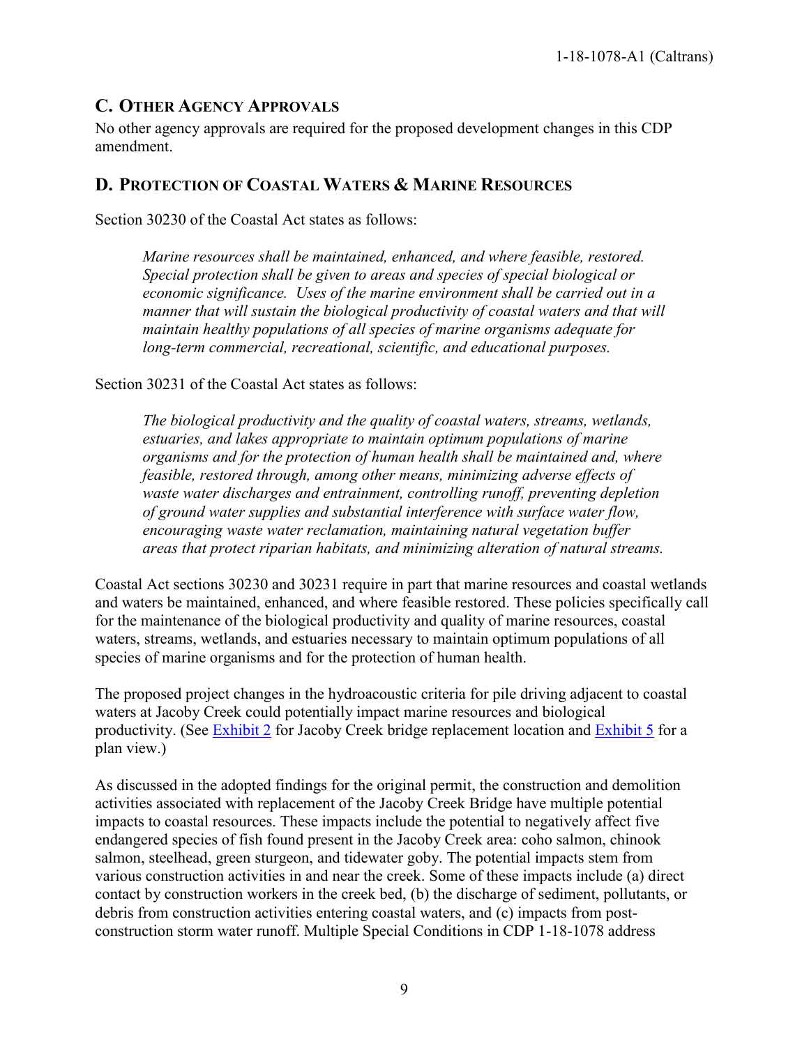## C. Other Agency Approvals

No other agency approvals are required for the proposed development changes in this CDP amendment.

## D. Protection of Coastal Waters & Marine Resources

Section 30230 of the Coastal Act states as follows:

> *Marine resources shall be maintained, enhanced, and where feasible, restored. Special protection shall be given to areas and species of special biological or economic significance. Uses of the marine environment shall be carried out in a manner that will sustain the biological productivity of coastal waters and that will maintain healthy populations of all species of marine organisms adequate for long-term commercial, recreational, scientific, and educational purposes.*

Section 30231 of the Coastal Act states as follows:

> *The biological productivity and the quality of coastal waters, streams, wetlands, estuaries, and lakes appropriate to maintain optimum populations of marine organisms and for the protection of human health shall be maintained and, where feasible, restored through, among other means, minimizing adverse effects of waste water discharges and entrainment, controlling runoff, preventing depletion of ground water supplies and substantial interference with surface water flow, encouraging waste water reclamation, maintaining natural vegetation buffer areas that protect riparian habitats, and minimizing alteration of natural streams.*

Coastal Act sections 30230 and 30231 require in part that marine resources and coastal wetlands and waters be maintained, enhanced, and where feasible restored. These policies specifically call for the maintenance of the biological productivity and quality of marine resources, coastal waters, streams, wetlands, and estuaries necessary to maintain optimum populations of all species of marine organisms and for the protection of human health.

The proposed project changes in the hydroacoustic criteria for pile driving adjacent to coastal waters at Jacoby Creek could potentially impact marine resources and biological productivity. (See Exhibit 2 for Jacoby Creek bridge replacement location and Exhibit 5 for a plan view.)

As discussed in the adopted findings for the original permit, the construction and demolition activities associated with replacement of the Jacoby Creek Bridge have multiple potential impacts to coastal resources. These impacts include the potential to negatively affect five endangered species of fish found present in the Jacoby Creek area: coho salmon, chinook salmon, steelhead, green sturgeon, and tidewater goby. The potential impacts stem from various construction activities in and near the creek. Some of these impacts include (a) direct contact by construction workers in the creek bed, (b) the discharge of sediment, pollutants, or debris from construction activities entering coastal waters, and (c) impacts from post-construction storm water runoff. Multiple Special Conditions in CDP 1-18-1078 address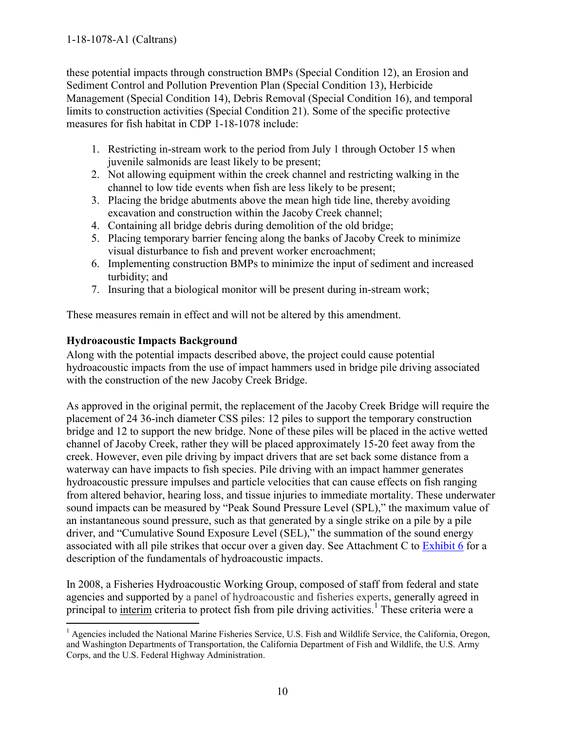these potential impacts through construction BMPs (Special Condition 12), an Erosion and Sediment Control and Pollution Prevention Plan (Special Condition 13), Herbicide Management (Special Condition 14), Debris Removal (Special Condition 16), and temporal limits to construction activities (Special Condition 21). Some of the specific protective measures for fish habitat in CDP 1-18-1078 include:

1. Restricting in-stream work to the period from July 1 through October 15 when juvenile salmonids are least likely to be present;
2. Not allowing equipment within the creek channel and restricting walking in the channel to low tide events when fish are less likely to be present;
3. Placing the bridge abutments above the mean high tide line, thereby avoiding excavation and construction within the Jacoby Creek channel;
4. Containing all bridge debris during demolition of the old bridge;
5. Placing temporary barrier fencing along the banks of Jacoby Creek to minimize visual disturbance to fish and prevent worker encroachment;
6. Implementing construction BMPs to minimize the input of sediment and increased turbidity; and
7. Insuring that a biological monitor will be present during in-stream work;

These measures remain in effect and will not be altered by this amendment.

**Hydroacoustic Impacts Background**

Along with the potential impacts described above, the project could cause potential hydroacoustic impacts from the use of impact hammers used in bridge pile driving associated with the construction of the new Jacoby Creek Bridge.

As approved in the original permit, the replacement of the Jacoby Creek Bridge will require the placement of 24 36-inch diameter CSS piles: 12 piles to support the temporary construction bridge and 12 to support the new bridge. None of these piles will be placed in the active wetted channel of Jacoby Creek, rather they will be placed approximately 15-20 feet away from the creek. However, even pile driving by impact drivers that are set back some distance from a waterway can have impacts to fish species. Pile driving with an impact hammer generates hydroacoustic pressure impulses and particle velocities that can cause effects on fish ranging from altered behavior, hearing loss, and tissue injuries to immediate mortality. These underwater sound impacts can be measured by "Peak Sound Pressure Level (SPL)," the maximum value of an instantaneous sound pressure, such as that generated by a single strike on a pile by a pile driver, and "Cumulative Sound Exposure Level (SEL)," the summation of the sound energy associated with all pile strikes that occur over a given day. See Attachment C to Exhibit 6 for a description of the fundamentals of hydroacoustic impacts.

In 2008, a Fisheries Hydroacoustic Working Group, composed of staff from federal and state agencies and supported by a panel of hydroacoustic and fisheries experts, generally agreed in principal to interim criteria to protect fish from pile driving activities.[1] These criteria were a

[1] Agencies included the National Marine Fisheries Service, U.S. Fish and Wildlife Service, the California, Oregon, and Washington Departments of Transportation, the California Department of Fish and Wildlife, the U.S. Army Corps, and the U.S. Federal Highway Administration.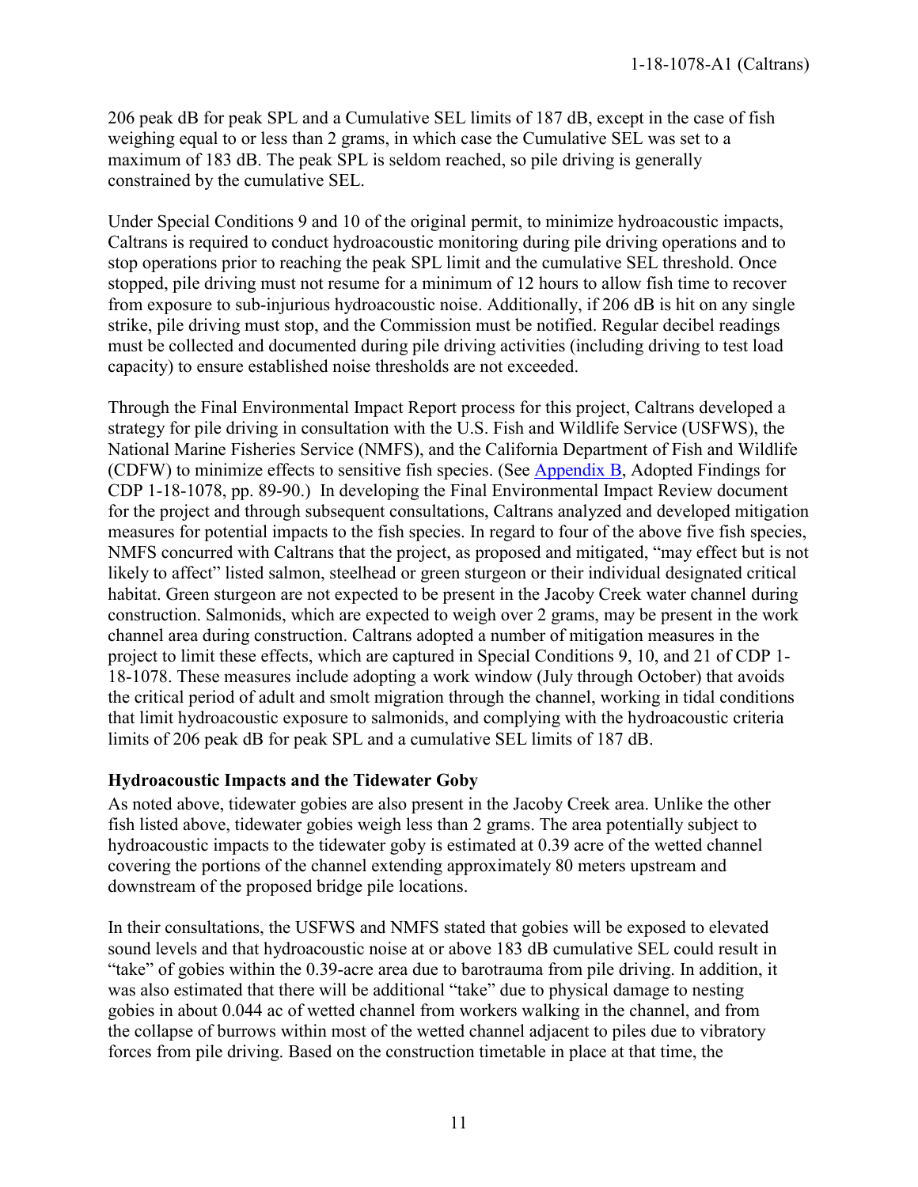206 peak dB for peak SPL and a Cumulative SEL limits of 187 dB, except in the case of fish weighing equal to or less than 2 grams, in which case the Cumulative SEL was set to a maximum of 183 dB. The peak SPL is seldom reached, so pile driving is generally constrained by the cumulative SEL.

Under Special Conditions 9 and 10 of the original permit, to minimize hydroacoustic impacts, Caltrans is required to conduct hydroacoustic monitoring during pile driving operations and to stop operations prior to reaching the peak SPL limit and the cumulative SEL threshold. Once stopped, pile driving must not resume for a minimum of 12 hours to allow fish time to recover from exposure to sub-injurious hydroacoustic noise. Additionally, if 206 dB is hit on any single strike, pile driving must stop, and the Commission must be notified. Regular decibel readings must be collected and documented during pile driving activities (including driving to test load capacity) to ensure established noise thresholds are not exceeded.

Through the Final Environmental Impact Report process for this project, Caltrans developed a strategy for pile driving in consultation with the U.S. Fish and Wildlife Service (USFWS), the National Marine Fisheries Service (NMFS), and the California Department of Fish and Wildlife (CDFW) to minimize effects to sensitive fish species. (See Appendix B, Adopted Findings for CDP 1-18-1078, pp. 89-90.) In developing the Final Environmental Impact Review document for the project and through subsequent consultations, Caltrans analyzed and developed mitigation measures for potential impacts to the fish species. In regard to four of the above five fish species, NMFS concurred with Caltrans that the project, as proposed and mitigated, "may effect but is not likely to affect" listed salmon, steelhead or green sturgeon or their individual designated critical habitat. Green sturgeon are not expected to be present in the Jacoby Creek water channel during construction. Salmonids, which are expected to weigh over 2 grams, may be present in the work channel area during construction. Caltrans adopted a number of mitigation measures in the project to limit these effects, which are captured in Special Conditions 9, 10, and 21 of CDP 1-18-1078. These measures include adopting a work window (July through October) that avoids the critical period of adult and smolt migration through the channel, working in tidal conditions that limit hydroacoustic exposure to salmonids, and complying with the hydroacoustic criteria limits of 206 peak dB for peak SPL and a cumulative SEL limits of 187 dB.

### Hydroacoustic Impacts and the Tidewater Goby

As noted above, tidewater gobies are also present in the Jacoby Creek area. Unlike the other fish listed above, tidewater gobies weigh less than 2 grams. The area potentially subject to hydroacoustic impacts to the tidewater goby is estimated at 0.39 acre of the wetted channel covering the portions of the channel extending approximately 80 meters upstream and downstream of the proposed bridge pile locations.

In their consultations, the USFWS and NMFS stated that gobies will be exposed to elevated sound levels and that hydroacoustic noise at or above 183 dB cumulative SEL could result in "take" of gobies within the 0.39-acre area due to barotrauma from pile driving. In addition, it was also estimated that there will be additional "take" due to physical damage to nesting gobies in about 0.044 ac of wetted channel from workers walking in the channel, and from the collapse of burrows within most of the wetted channel adjacent to piles due to vibratory forces from pile driving. Based on the construction timetable in place at that time, the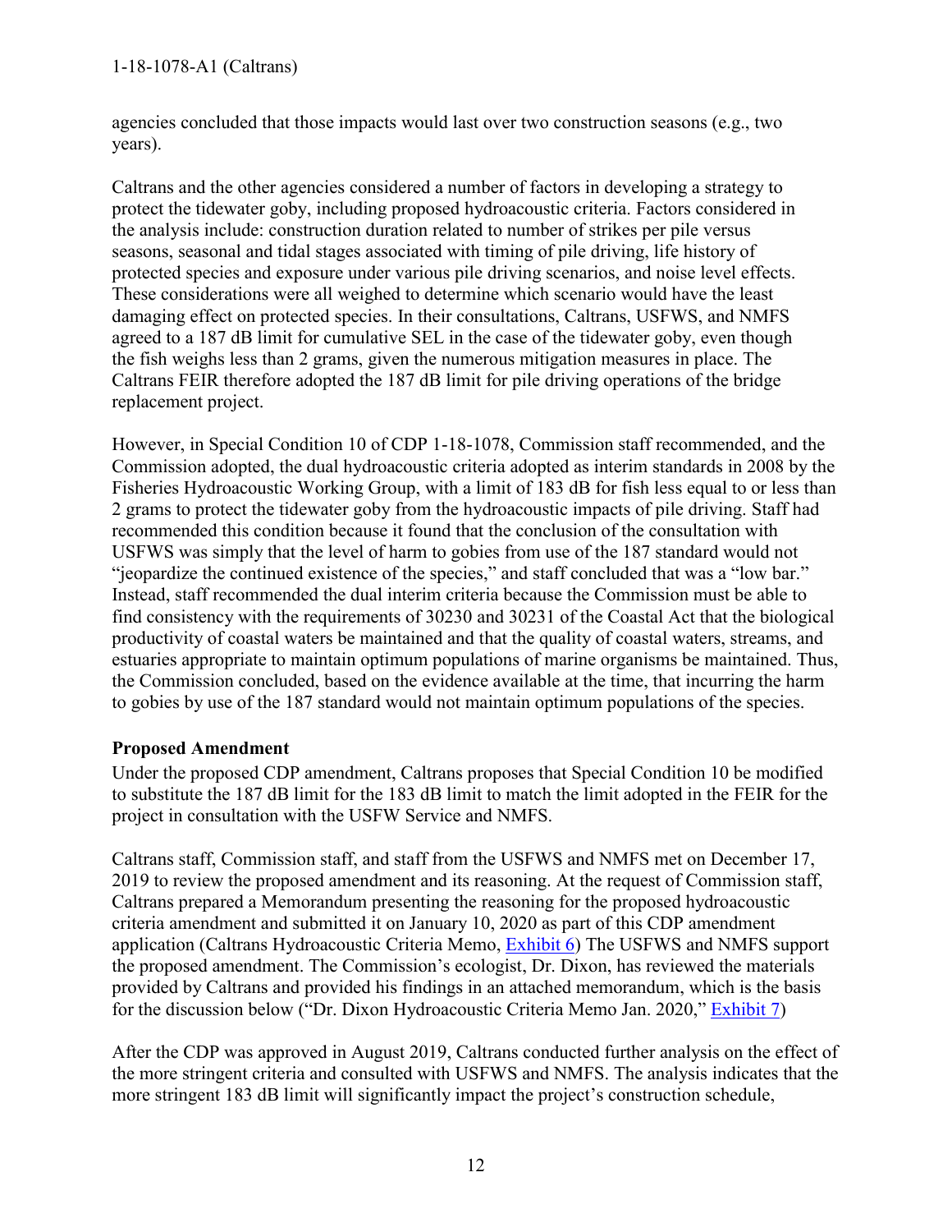agencies concluded that those impacts would last over two construction seasons (e.g., two years).

Caltrans and the other agencies considered a number of factors in developing a strategy to protect the tidewater goby, including proposed hydroacoustic criteria. Factors considered in the analysis include: construction duration related to number of strikes per pile versus seasons, seasonal and tidal stages associated with timing of pile driving, life history of protected species and exposure under various pile driving scenarios, and noise level effects. These considerations were all weighed to determine which scenario would have the least damaging effect on protected species. In their consultations, Caltrans, USFWS, and NMFS agreed to a 187 dB limit for cumulative SEL in the case of the tidewater goby, even though the fish weighs less than 2 grams, given the numerous mitigation measures in place. The Caltrans FEIR therefore adopted the 187 dB limit for pile driving operations of the bridge replacement project.

However, in Special Condition 10 of CDP 1-18-1078, Commission staff recommended, and the Commission adopted, the dual hydroacoustic criteria adopted as interim standards in 2008 by the Fisheries Hydroacoustic Working Group, with a limit of 183 dB for fish less equal to or less than 2 grams to protect the tidewater goby from the hydroacoustic impacts of pile driving. Staff had recommended this condition because it found that the conclusion of the consultation with USFWS was simply that the level of harm to gobies from use of the 187 standard would not "jeopardize the continued existence of the species," and staff concluded that was a "low bar." Instead, staff recommended the dual interim criteria because the Commission must be able to find consistency with the requirements of 30230 and 30231 of the Coastal Act that the biological productivity of coastal waters be maintained and that the quality of coastal waters, streams, and estuaries appropriate to maintain optimum populations of marine organisms be maintained. Thus, the Commission concluded, based on the evidence available at the time, that incurring the harm to gobies by use of the 187 standard would not maintain optimum populations of the species.

**Proposed Amendment**

Under the proposed CDP amendment, Caltrans proposes that Special Condition 10 be modified to substitute the 187 dB limit for the 183 dB limit to match the limit adopted in the FEIR for the project in consultation with the USFW Service and NMFS.

Caltrans staff, Commission staff, and staff from the USFWS and NMFS met on December 17, 2019 to review the proposed amendment and its reasoning. At the request of Commission staff, Caltrans prepared a Memorandum presenting the reasoning for the proposed hydroacoustic criteria amendment and submitted it on January 10, 2020 as part of this CDP amendment application (Caltrans Hydroacoustic Criteria Memo, Exhibit 6) The USFWS and NMFS support the proposed amendment. The Commission's ecologist, Dr. Dixon, has reviewed the materials provided by Caltrans and provided his findings in an attached memorandum, which is the basis for the discussion below ("Dr. Dixon Hydroacoustic Criteria Memo Jan. 2020," Exhibit 7)

After the CDP was approved in August 2019, Caltrans conducted further analysis on the effect of the more stringent criteria and consulted with USFWS and NMFS. The analysis indicates that the more stringent 183 dB limit will significantly impact the project's construction schedule,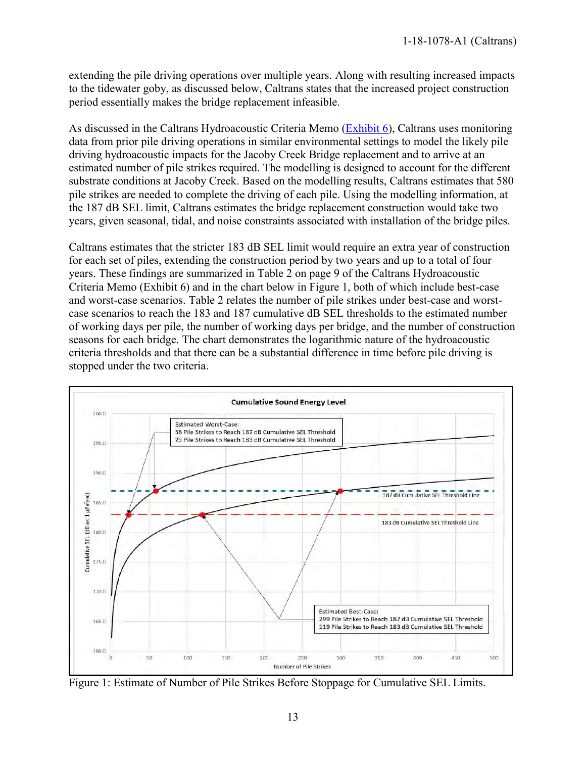extending the pile driving operations over multiple years. Along with resulting increased impacts to the tidewater goby, as discussed below, Caltrans states that the increased project construction period essentially makes the bridge replacement infeasible.

As discussed in the Caltrans Hydroacoustic Criteria Memo (Exhibit 6), Caltrans uses monitoring data from prior pile driving operations in similar environmental settings to model the likely pile driving hydroacoustic impacts for the Jacoby Creek Bridge replacement and to arrive at an estimated number of pile strikes required. The modelling is designed to account for the different substrate conditions at Jacoby Creek. Based on the modelling results, Caltrans estimates that 580 pile strikes are needed to complete the driving of each pile. Using the modelling information, at the 187 dB SEL limit, Caltrans estimates the bridge replacement construction would take two years, given seasonal, tidal, and noise constraints associated with installation of the bridge piles.

Caltrans estimates that the stricter 183 dB SEL limit would require an extra year of construction for each set of piles, extending the construction period by two years and up to a total of four years. These findings are summarized in Table 2 on page 9 of the Caltrans Hydroacoustic Criteria Memo (Exhibit 6) and in the chart below in Figure 1, both of which include best-case and worst-case scenarios. Table 2 relates the number of pile strikes under best-case and worst-case scenarios to reach the 183 and 187 cumulative dB SEL thresholds to the estimated number of working days per pile, the number of working days per bridge, and the number of construction seasons for each bridge. The chart demonstrates the logarithmic nature of the hydroacoustic criteria thresholds and that there can be a substantial difference in time before pile driving is stopped under the two criteria.

Figure 1: Estimate of Number of Pile Strikes Before Stoppage for Cumulative SEL Limits.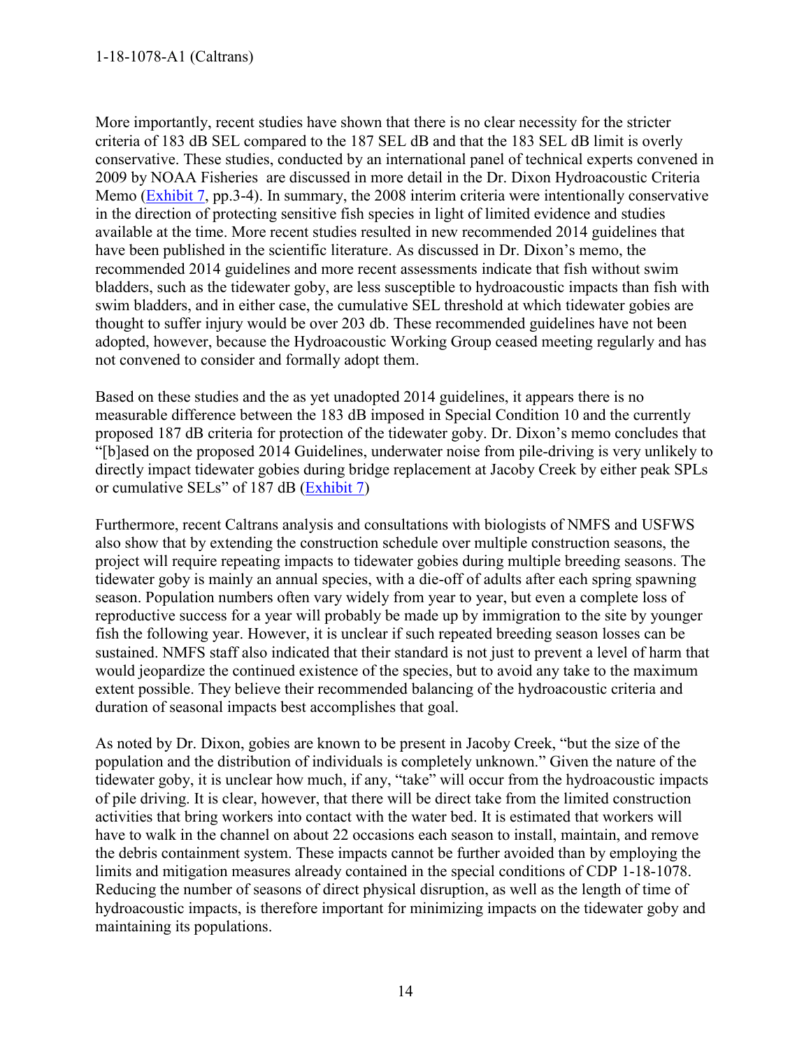More importantly, recent studies have shown that there is no clear necessity for the stricter criteria of 183 dB SEL compared to the 187 SEL dB and that the 183 SEL dB limit is overly conservative. These studies, conducted by an international panel of technical experts convened in 2009 by NOAA Fisheries are discussed in more detail in the Dr. Dixon Hydroacoustic Criteria Memo (Exhibit 7, pp.3-4). In summary, the 2008 interim criteria were intentionally conservative in the direction of protecting sensitive fish species in light of limited evidence and studies available at the time. More recent studies resulted in new recommended 2014 guidelines that have been published in the scientific literature. As discussed in Dr. Dixon's memo, the recommended 2014 guidelines and more recent assessments indicate that fish without swim bladders, such as the tidewater goby, are less susceptible to hydroacoustic impacts than fish with swim bladders, and in either case, the cumulative SEL threshold at which tidewater gobies are thought to suffer injury would be over 203 db. These recommended guidelines have not been adopted, however, because the Hydroacoustic Working Group ceased meeting regularly and has not convened to consider and formally adopt them.

Based on these studies and the as yet unadopted 2014 guidelines, it appears there is no measurable difference between the 183 dB imposed in Special Condition 10 and the currently proposed 187 dB criteria for protection of the tidewater goby. Dr. Dixon's memo concludes that "[b]ased on the proposed 2014 Guidelines, underwater noise from pile-driving is very unlikely to directly impact tidewater gobies during bridge replacement at Jacoby Creek by either peak SPLs or cumulative SELs" of 187 dB (Exhibit 7)

Furthermore, recent Caltrans analysis and consultations with biologists of NMFS and USFWS also show that by extending the construction schedule over multiple construction seasons, the project will require repeating impacts to tidewater gobies during multiple breeding seasons. The tidewater goby is mainly an annual species, with a die-off of adults after each spring spawning season. Population numbers often vary widely from year to year, but even a complete loss of reproductive success for a year will probably be made up by immigration to the site by younger fish the following year. However, it is unclear if such repeated breeding season losses can be sustained. NMFS staff also indicated that their standard is not just to prevent a level of harm that would jeopardize the continued existence of the species, but to avoid any take to the maximum extent possible. They believe their recommended balancing of the hydroacoustic criteria and duration of seasonal impacts best accomplishes that goal.

As noted by Dr. Dixon, gobies are known to be present in Jacoby Creek, "but the size of the population and the distribution of individuals is completely unknown." Given the nature of the tidewater goby, it is unclear how much, if any, "take" will occur from the hydroacoustic impacts of pile driving. It is clear, however, that there will be direct take from the limited construction activities that bring workers into contact with the water bed. It is estimated that workers will have to walk in the channel on about 22 occasions each season to install, maintain, and remove the debris containment system. These impacts cannot be further avoided than by employing the limits and mitigation measures already contained in the special conditions of CDP 1-18-1078. Reducing the number of seasons of direct physical disruption, as well as the length of time of hydroacoustic impacts, is therefore important for minimizing impacts on the tidewater goby and maintaining its populations.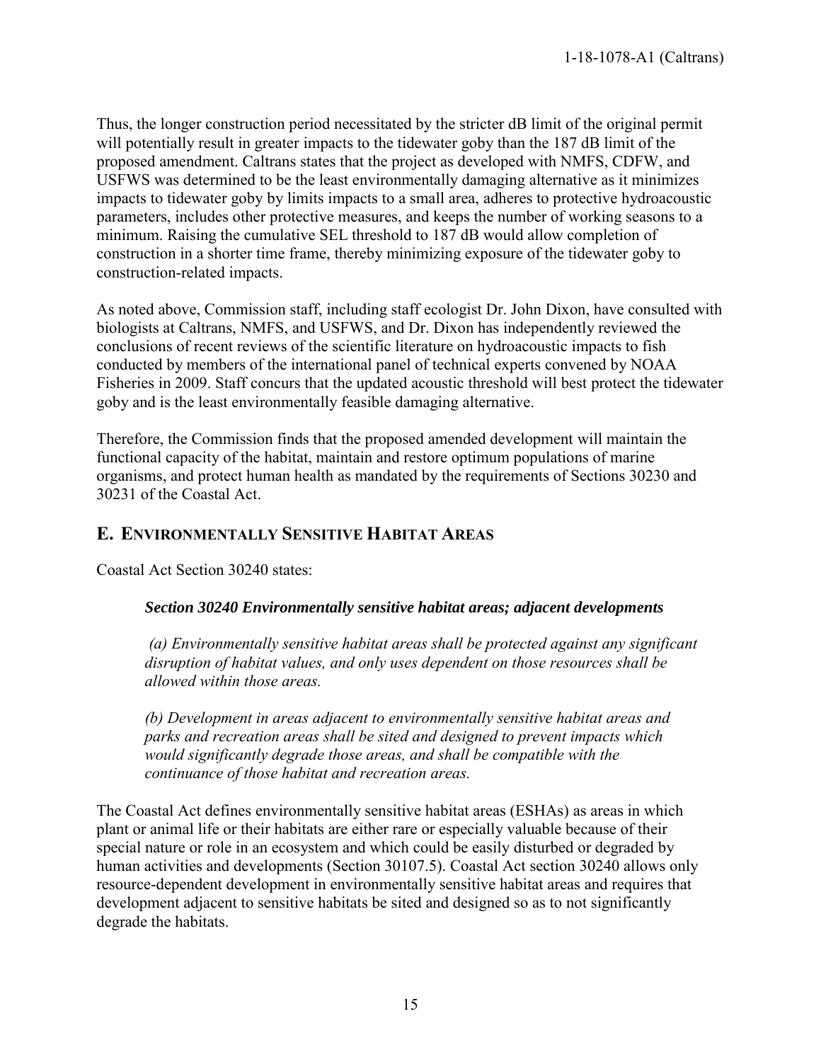Thus, the longer construction period necessitated by the stricter dB limit of the original permit will potentially result in greater impacts to the tidewater goby than the 187 dB limit of the proposed amendment. Caltrans states that the project as developed with NMFS, CDFW, and USFWS was determined to be the least environmentally damaging alternative as it minimizes impacts to tidewater goby by limits impacts to a small area, adheres to protective hydroacoustic parameters, includes other protective measures, and keeps the number of working seasons to a minimum. Raising the cumulative SEL threshold to 187 dB would allow completion of construction in a shorter time frame, thereby minimizing exposure of the tidewater goby to construction-related impacts.

As noted above, Commission staff, including staff ecologist Dr. John Dixon, have consulted with biologists at Caltrans, NMFS, and USFWS, and Dr. Dixon has independently reviewed the conclusions of recent reviews of the scientific literature on hydroacoustic impacts to fish conducted by members of the international panel of technical experts convened by NOAA Fisheries in 2009. Staff concurs that the updated acoustic threshold will best protect the tidewater goby and is the least environmentally feasible damaging alternative.

Therefore, the Commission finds that the proposed amended development will maintain the functional capacity of the habitat, maintain and restore optimum populations of marine organisms, and protect human health as mandated by the requirements of Sections 30230 and 30231 of the Coastal Act.

## E. Environmentally Sensitive Habitat Areas

Coastal Act Section 30240 states:

> ***Section 30240 Environmentally sensitive habitat areas; adjacent developments***
>
> *(a) Environmentally sensitive habitat areas shall be protected against any significant disruption of habitat values, and only uses dependent on those resources shall be allowed within those areas.*
>
> *(b) Development in areas adjacent to environmentally sensitive habitat areas and parks and recreation areas shall be sited and designed to prevent impacts which would significantly degrade those areas, and shall be compatible with the continuance of those habitat and recreation areas.*

The Coastal Act defines environmentally sensitive habitat areas (ESHAs) as areas in which plant or animal life or their habitats are either rare or especially valuable because of their special nature or role in an ecosystem and which could be easily disturbed or degraded by human activities and developments (Section 30107.5). Coastal Act section 30240 allows only resource-dependent development in environmentally sensitive habitat areas and requires that development adjacent to sensitive habitats be sited and designed so as to not significantly degrade the habitats.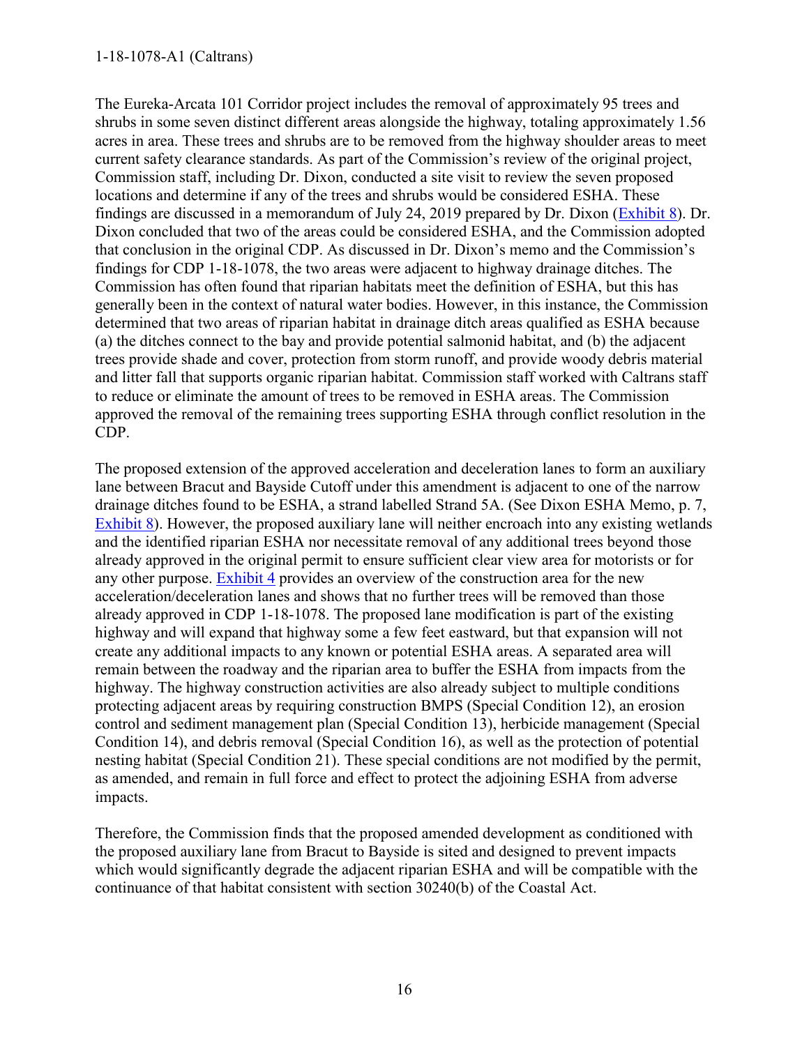The Eureka-Arcata 101 Corridor project includes the removal of approximately 95 trees and shrubs in some seven distinct different areas alongside the highway, totaling approximately 1.56 acres in area. These trees and shrubs are to be removed from the highway shoulder areas to meet current safety clearance standards. As part of the Commission's review of the original project, Commission staff, including Dr. Dixon, conducted a site visit to review the seven proposed locations and determine if any of the trees and shrubs would be considered ESHA. These findings are discussed in a memorandum of July 24, 2019 prepared by Dr. Dixon (Exhibit 8). Dr. Dixon concluded that two of the areas could be considered ESHA, and the Commission adopted that conclusion in the original CDP. As discussed in Dr. Dixon's memo and the Commission's findings for CDP 1-18-1078, the two areas were adjacent to highway drainage ditches. The Commission has often found that riparian habitats meet the definition of ESHA, but this has generally been in the context of natural water bodies. However, in this instance, the Commission determined that two areas of riparian habitat in drainage ditch areas qualified as ESHA because (a) the ditches connect to the bay and provide potential salmonid habitat, and (b) the adjacent trees provide shade and cover, protection from storm runoff, and provide woody debris material and litter fall that supports organic riparian habitat. Commission staff worked with Caltrans staff to reduce or eliminate the amount of trees to be removed in ESHA areas. The Commission approved the removal of the remaining trees supporting ESHA through conflict resolution in the CDP.

The proposed extension of the approved acceleration and deceleration lanes to form an auxiliary lane between Bracut and Bayside Cutoff under this amendment is adjacent to one of the narrow drainage ditches found to be ESHA, a strand labelled Strand 5A. (See Dixon ESHA Memo, p. 7, Exhibit 8). However, the proposed auxiliary lane will neither encroach into any existing wetlands and the identified riparian ESHA nor necessitate removal of any additional trees beyond those already approved in the original permit to ensure sufficient clear view area for motorists or for any other purpose. Exhibit 4 provides an overview of the construction area for the new acceleration/deceleration lanes and shows that no further trees will be removed than those already approved in CDP 1-18-1078. The proposed lane modification is part of the existing highway and will expand that highway some a few feet eastward, but that expansion will not create any additional impacts to any known or potential ESHA areas. A separated area will remain between the roadway and the riparian area to buffer the ESHA from impacts from the highway. The highway construction activities are also already subject to multiple conditions protecting adjacent areas by requiring construction BMPS (Special Condition 12), an erosion control and sediment management plan (Special Condition 13), herbicide management (Special Condition 14), and debris removal (Special Condition 16), as well as the protection of potential nesting habitat (Special Condition 21). These special conditions are not modified by the permit, as amended, and remain in full force and effect to protect the adjoining ESHA from adverse impacts.

Therefore, the Commission finds that the proposed amended development as conditioned with the proposed auxiliary lane from Bracut to Bayside is sited and designed to prevent impacts which would significantly degrade the adjacent riparian ESHA and will be compatible with the continuance of that habitat consistent with section 30240(b) of the Coastal Act.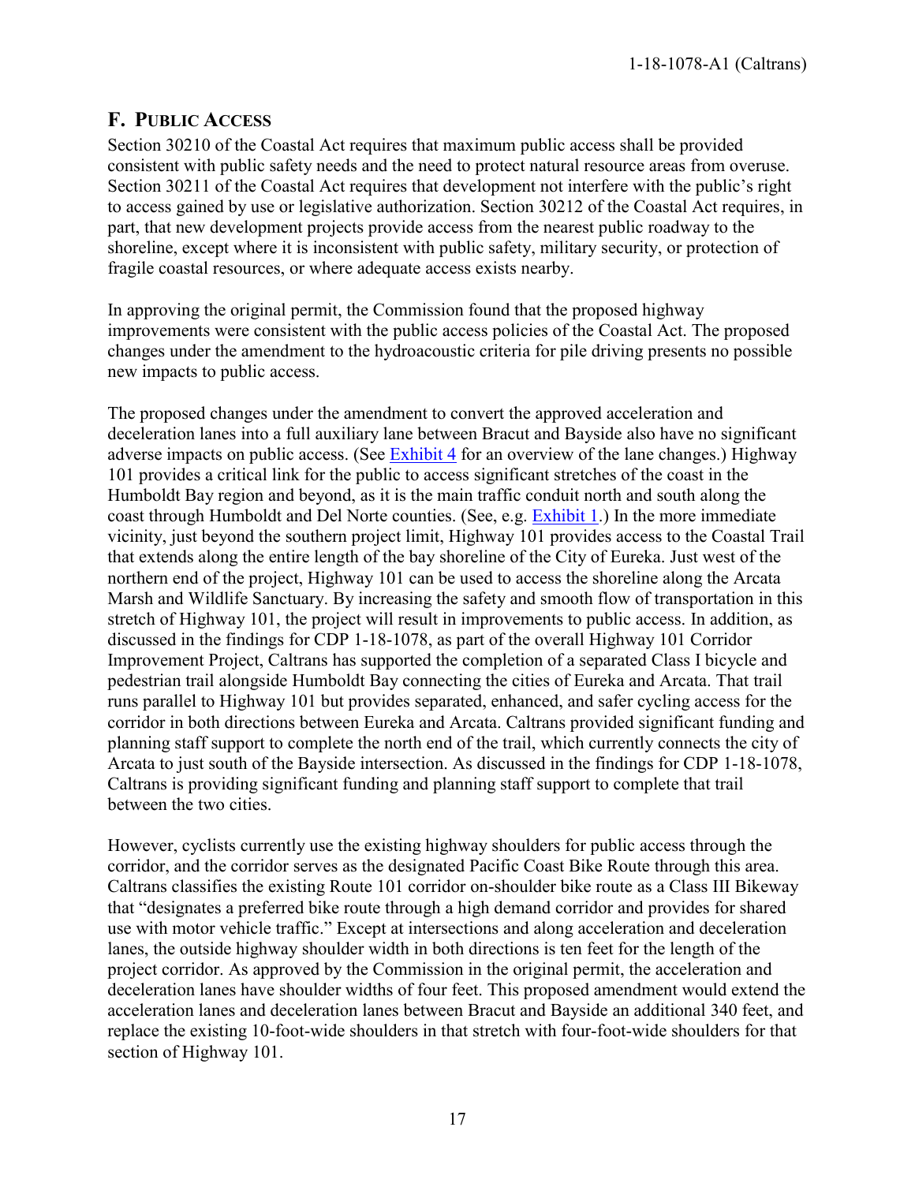## F. PUBLIC ACCESS

Section 30210 of the Coastal Act requires that maximum public access shall be provided consistent with public safety needs and the need to protect natural resource areas from overuse. Section 30211 of the Coastal Act requires that development not interfere with the public's right to access gained by use or legislative authorization. Section 30212 of the Coastal Act requires, in part, that new development projects provide access from the nearest public roadway to the shoreline, except where it is inconsistent with public safety, military security, or protection of fragile coastal resources, or where adequate access exists nearby.

In approving the original permit, the Commission found that the proposed highway improvements were consistent with the public access policies of the Coastal Act. The proposed changes under the amendment to the hydroacoustic criteria for pile driving presents no possible new impacts to public access.

The proposed changes under the amendment to convert the approved acceleration and deceleration lanes into a full auxiliary lane between Bracut and Bayside also have no significant adverse impacts on public access. (See Exhibit 4 for an overview of the lane changes.) Highway 101 provides a critical link for the public to access significant stretches of the coast in the Humboldt Bay region and beyond, as it is the main traffic conduit north and south along the coast through Humboldt and Del Norte counties. (See, e.g. Exhibit 1.) In the more immediate vicinity, just beyond the southern project limit, Highway 101 provides access to the Coastal Trail that extends along the entire length of the bay shoreline of the City of Eureka. Just west of the northern end of the project, Highway 101 can be used to access the shoreline along the Arcata Marsh and Wildlife Sanctuary. By increasing the safety and smooth flow of transportation in this stretch of Highway 101, the project will result in improvements to public access. In addition, as discussed in the findings for CDP 1-18-1078, as part of the overall Highway 101 Corridor Improvement Project, Caltrans has supported the completion of a separated Class I bicycle and pedestrian trail alongside Humboldt Bay connecting the cities of Eureka and Arcata. That trail runs parallel to Highway 101 but provides separated, enhanced, and safer cycling access for the corridor in both directions between Eureka and Arcata. Caltrans provided significant funding and planning staff support to complete the north end of the trail, which currently connects the city of Arcata to just south of the Bayside intersection. As discussed in the findings for CDP 1-18-1078, Caltrans is providing significant funding and planning staff support to complete that trail between the two cities.

However, cyclists currently use the existing highway shoulders for public access through the corridor, and the corridor serves as the designated Pacific Coast Bike Route through this area. Caltrans classifies the existing Route 101 corridor on-shoulder bike route as a Class III Bikeway that "designates a preferred bike route through a high demand corridor and provides for shared use with motor vehicle traffic." Except at intersections and along acceleration and deceleration lanes, the outside highway shoulder width in both directions is ten feet for the length of the project corridor. As approved by the Commission in the original permit, the acceleration and deceleration lanes have shoulder widths of four feet. This proposed amendment would extend the acceleration lanes and deceleration lanes between Bracut and Bayside an additional 340 feet, and replace the existing 10-foot-wide shoulders in that stretch with four-foot-wide shoulders for that section of Highway 101.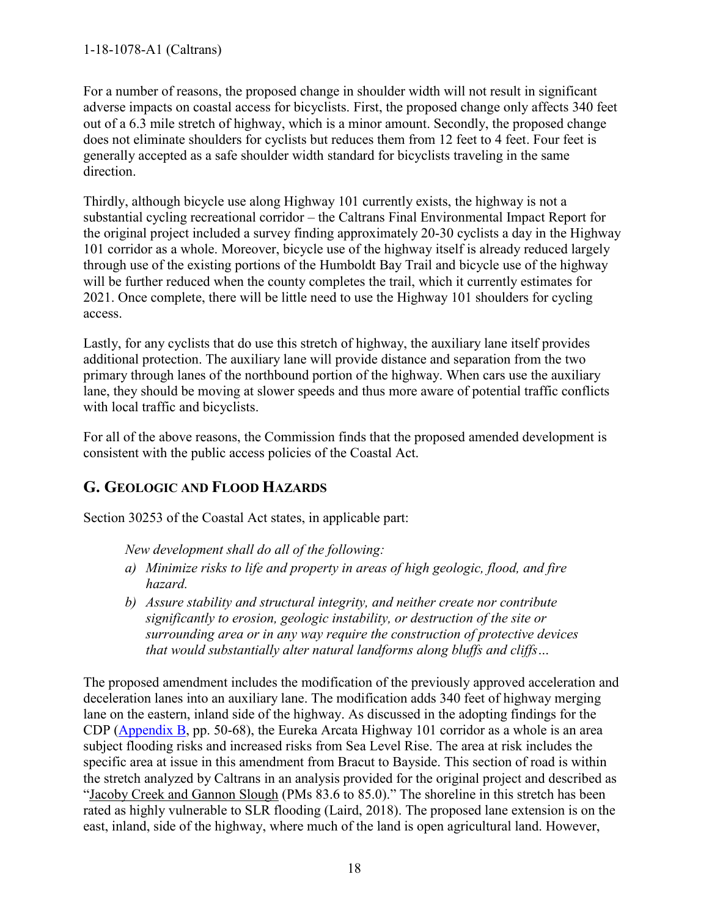For a number of reasons, the proposed change in shoulder width will not result in significant adverse impacts on coastal access for bicyclists. First, the proposed change only affects 340 feet out of a 6.3 mile stretch of highway, which is a minor amount. Secondly, the proposed change does not eliminate shoulders for cyclists but reduces them from 12 feet to 4 feet. Four feet is generally accepted as a safe shoulder width standard for bicyclists traveling in the same direction.

Thirdly, although bicycle use along Highway 101 currently exists, the highway is not a substantial cycling recreational corridor – the Caltrans Final Environmental Impact Report for the original project included a survey finding approximately 20-30 cyclists a day in the Highway 101 corridor as a whole. Moreover, bicycle use of the highway itself is already reduced largely through use of the existing portions of the Humboldt Bay Trail and bicycle use of the highway will be further reduced when the county completes the trail, which it currently estimates for 2021. Once complete, there will be little need to use the Highway 101 shoulders for cycling access.

Lastly, for any cyclists that do use this stretch of highway, the auxiliary lane itself provides additional protection. The auxiliary lane will provide distance and separation from the two primary through lanes of the northbound portion of the highway. When cars use the auxiliary lane, they should be moving at slower speeds and thus more aware of potential traffic conflicts with local traffic and bicyclists.

For all of the above reasons, the Commission finds that the proposed amended development is consistent with the public access policies of the Coastal Act.

## G. Geologic and Flood Hazards

Section 30253 of the Coastal Act states, in applicable part:

> *New development shall do all of the following:*
>
> *a) Minimize risks to life and property in areas of high geologic, flood, and fire hazard.*
>
> *b) Assure stability and structural integrity, and neither create nor contribute significantly to erosion, geologic instability, or destruction of the site or surrounding area or in any way require the construction of protective devices that would substantially alter natural landforms along bluffs and cliffs…*

The proposed amendment includes the modification of the previously approved acceleration and deceleration lanes into an auxiliary lane. The modification adds 340 feet of highway merging lane on the eastern, inland side of the highway. As discussed in the adopting findings for the CDP (Appendix B, pp. 50-68), the Eureka Arcata Highway 101 corridor as a whole is an area subject flooding risks and increased risks from Sea Level Rise. The area at risk includes the specific area at issue in this amendment from Bracut to Bayside. This section of road is within the stretch analyzed by Caltrans in an analysis provided for the original project and described as "Jacoby Creek and Gannon Slough (PMs 83.6 to 85.0)." The shoreline in this stretch has been rated as highly vulnerable to SLR flooding (Laird, 2018). The proposed lane extension is on the east, inland, side of the highway, where much of the land is open agricultural land. However,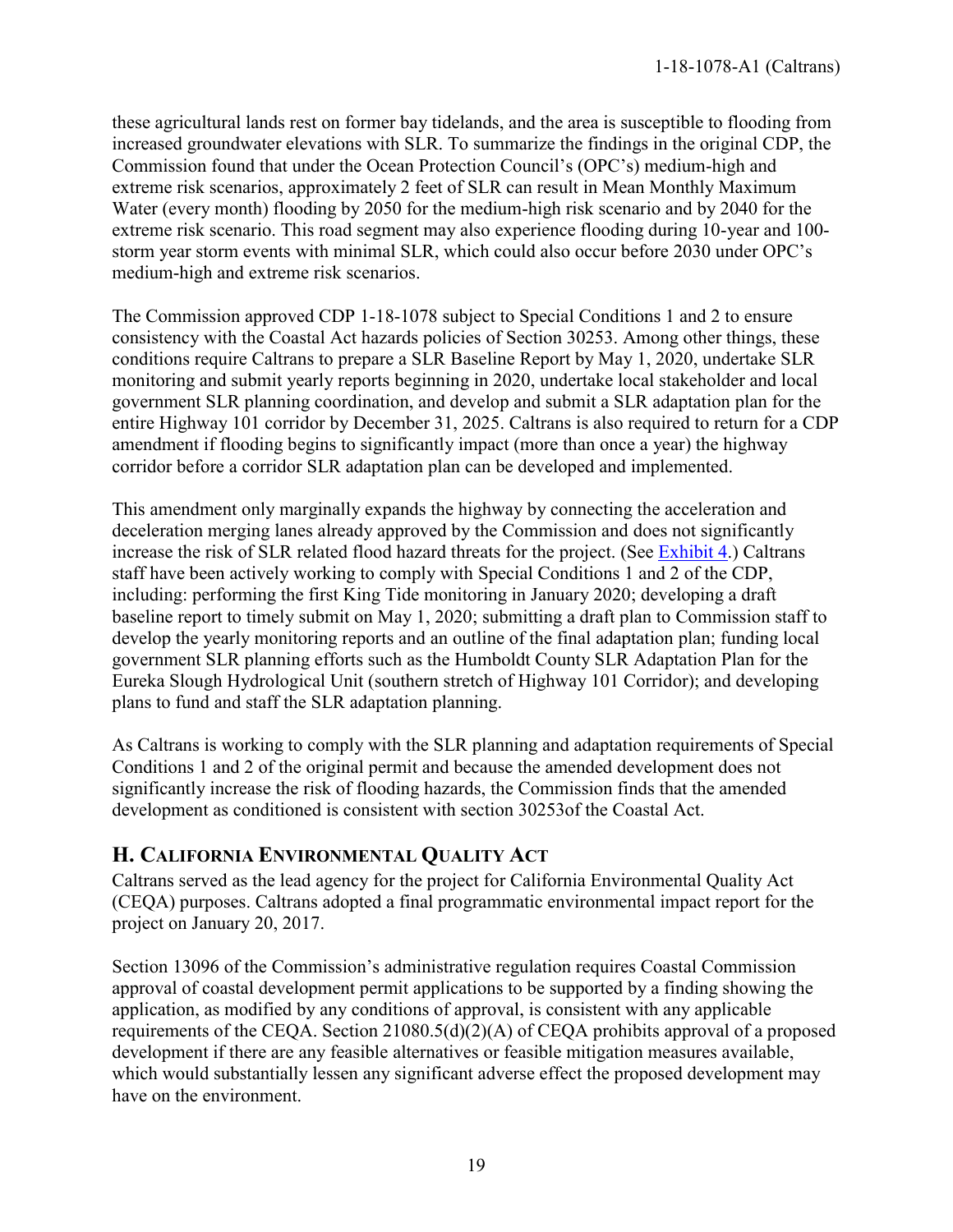these agricultural lands rest on former bay tidelands, and the area is susceptible to flooding from increased groundwater elevations with SLR. To summarize the findings in the original CDP, the Commission found that under the Ocean Protection Council's (OPC's) medium-high and extreme risk scenarios, approximately 2 feet of SLR can result in Mean Monthly Maximum Water (every month) flooding by 2050 for the medium-high risk scenario and by 2040 for the extreme risk scenario. This road segment may also experience flooding during 10-year and 100-storm year storm events with minimal SLR, which could also occur before 2030 under OPC's medium-high and extreme risk scenarios.

The Commission approved CDP 1-18-1078 subject to Special Conditions 1 and 2 to ensure consistency with the Coastal Act hazards policies of Section 30253. Among other things, these conditions require Caltrans to prepare a SLR Baseline Report by May 1, 2020, undertake SLR monitoring and submit yearly reports beginning in 2020, undertake local stakeholder and local government SLR planning coordination, and develop and submit a SLR adaptation plan for the entire Highway 101 corridor by December 31, 2025. Caltrans is also required to return for a CDP amendment if flooding begins to significantly impact (more than once a year) the highway corridor before a corridor SLR adaptation plan can be developed and implemented.

This amendment only marginally expands the highway by connecting the acceleration and deceleration merging lanes already approved by the Commission and does not significantly increase the risk of SLR related flood hazard threats for the project. (See Exhibit 4.) Caltrans staff have been actively working to comply with Special Conditions 1 and 2 of the CDP, including: performing the first King Tide monitoring in January 2020; developing a draft baseline report to timely submit on May 1, 2020; submitting a draft plan to Commission staff to develop the yearly monitoring reports and an outline of the final adaptation plan; funding local government SLR planning efforts such as the Humboldt County SLR Adaptation Plan for the Eureka Slough Hydrological Unit (southern stretch of Highway 101 Corridor); and developing plans to fund and staff the SLR adaptation planning.

As Caltrans is working to comply with the SLR planning and adaptation requirements of Special Conditions 1 and 2 of the original permit and because the amended development does not significantly increase the risk of flooding hazards, the Commission finds that the amended development as conditioned is consistent with section 30253of the Coastal Act.

## H. CALIFORNIA ENVIRONMENTAL QUALITY ACT

Caltrans served as the lead agency for the project for California Environmental Quality Act (CEQA) purposes. Caltrans adopted a final programmatic environmental impact report for the project on January 20, 2017.

Section 13096 of the Commission's administrative regulation requires Coastal Commission approval of coastal development permit applications to be supported by a finding showing the application, as modified by any conditions of approval, is consistent with any applicable requirements of the CEQA. Section 21080.5(d)(2)(A) of CEQA prohibits approval of a proposed development if there are any feasible alternatives or feasible mitigation measures available, which would substantially lessen any significant adverse effect the proposed development may have on the environment.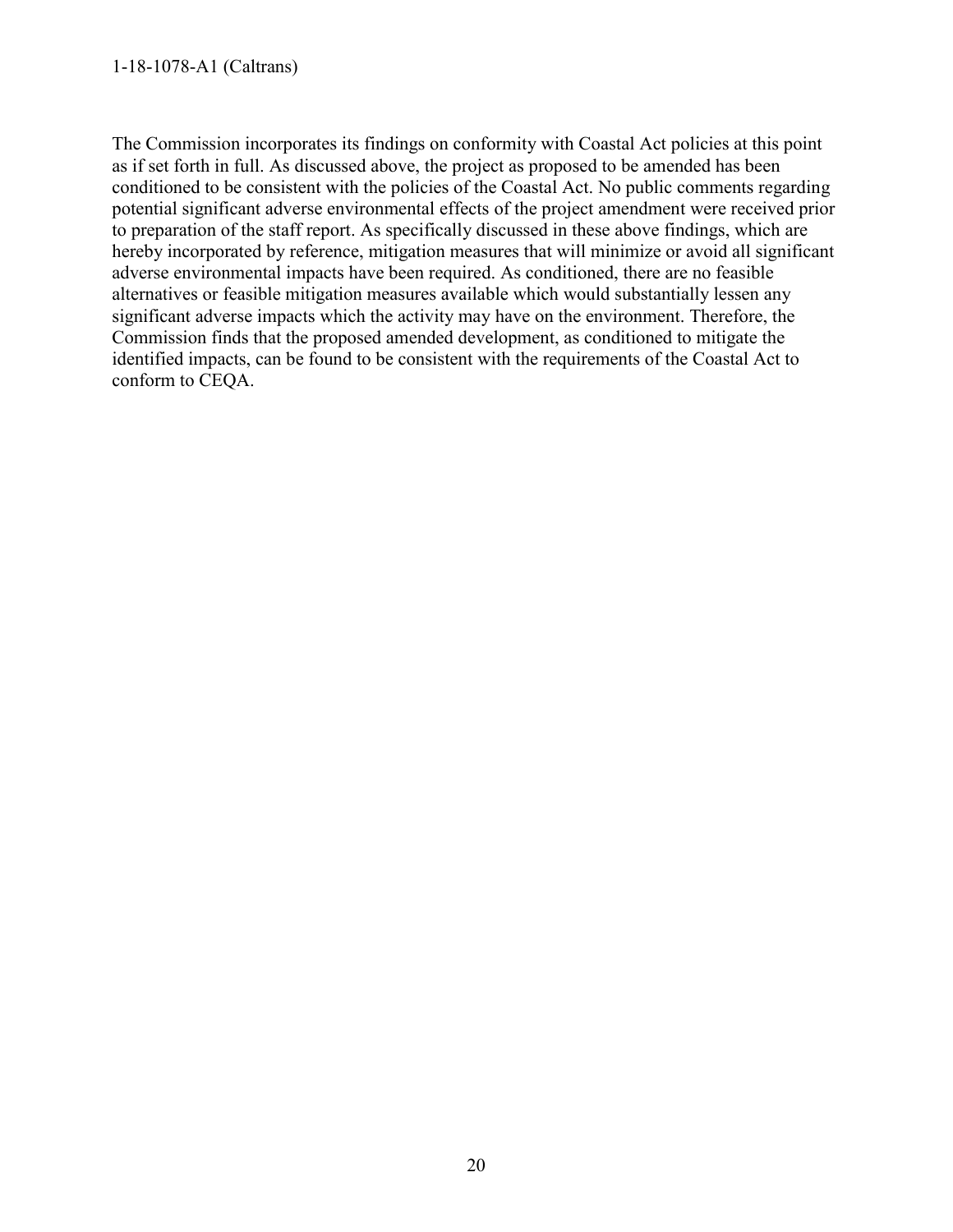The Commission incorporates its findings on conformity with Coastal Act policies at this point as if set forth in full. As discussed above, the project as proposed to be amended has been conditioned to be consistent with the policies of the Coastal Act. No public comments regarding potential significant adverse environmental effects of the project amendment were received prior to preparation of the staff report. As specifically discussed in these above findings, which are hereby incorporated by reference, mitigation measures that will minimize or avoid all significant adverse environmental impacts have been required. As conditioned, there are no feasible alternatives or feasible mitigation measures available which would substantially lessen any significant adverse impacts which the activity may have on the environment. Therefore, the Commission finds that the proposed amended development, as conditioned to mitigate the identified impacts, can be found to be consistent with the requirements of the Coastal Act to conform to CEQA.